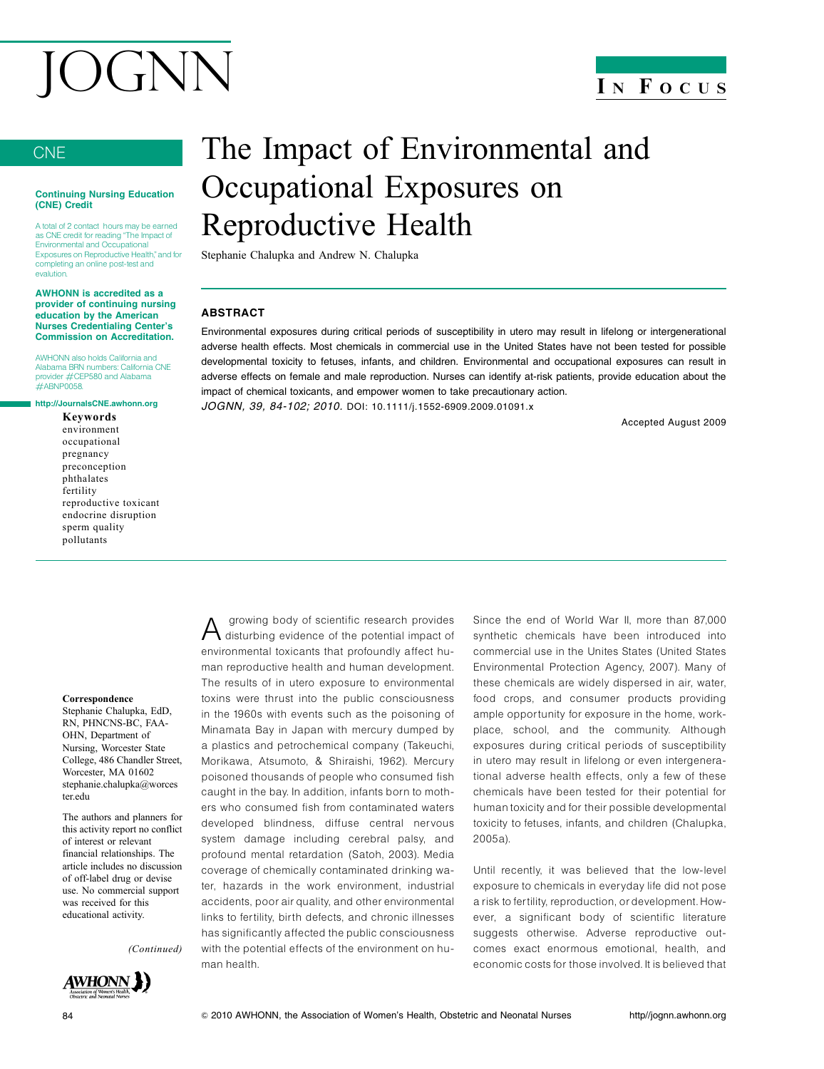# The Impact of Environmental and Occupational Exposures on Reproductive Health

Stephanie Chalupka and Andrew N. Chalupka

## CNE

**Continuing Nursing Education (CNE) Credit**

A total of 2 contact hours may be earned as CNE credit for reading "The Impact of Environmental and Occupational Exposures on Reproductive Health," and for completing an online post-test and evalution.

**AWHONN is accredited as a provider of continuing nursing education by the American Nurses Credentialing Center's Commission on Accreditation.**

AWHONN also holds California and Alabama BRN numbers: California CNE provider #CEP580 and Alabama #ABNP0058.

**http://JournalsCNE.awhonn.org**

**Keywords**
environment
occupational
pregnancy
preconception
phthalates
fertility
reproductive toxicant
endocrine disruption
sperm quality
pollutants

## ABSTRACT

Environmental exposures during critical periods of susceptibility in utero may result in lifelong or intergenerational adverse health effects. Most chemicals in commercial use in the United States have not been tested for possible developmental toxicity to fetuses, infants, and children. Environmental and occupational exposures can result in adverse effects on female and male reproduction. Nurses can identify at-risk patients, provide education about the impact of chemical toxicants, and empower women to take precautionary action.

*JOGNN, 39, 84-102; 2010.* DOI: 10.1111/j.1552-6909.2009.01091.x

Accepted August 2009

**Correspondence**
Stephanie Chalupka, EdD, RN, PHNCNS-BC, FAAOHN, Department of Nursing, Worcester State College, 486 Chandler Street, Worcester, MA 01602
stephanie.chalupka@worcester.edu

The authors and planners for this activity report no conflict of interest or relevant financial relationships. The article includes no discussion of off-label drug or devise use. No commercial support was received for this educational activity.

*(Continued)*

A growing body of scientific research provides disturbing evidence of the potential impact of environmental toxicants that profoundly affect human reproductive health and human development. The results of in utero exposure to environmental toxins were thrust into the public consciousness in the 1960s with events such as the poisoning of Minamata Bay in Japan with mercury dumped by a plastics and petrochemical company (Takeuchi, Morikawa, Atsumoto, & Shiraishi, 1962). Mercury poisoned thousands of people who consumed fish caught in the bay. In addition, infants born to mothers who consumed fish from contaminated waters developed blindness, diffuse central nervous system damage including cerebral palsy, and profound mental retardation (Satoh, 2003). Media coverage of chemically contaminated drinking water, hazards in the work environment, industrial accidents, poor air quality, and other environmental links to fertility, birth defects, and chronic illnesses has significantly affected the public consciousness with the potential effects of the environment on human health.

Since the end of World War II, more than 87,000 synthetic chemicals have been introduced into commercial use in the Unites States (United States Environmental Protection Agency, 2007). Many of these chemicals are widely dispersed in air, water, food crops, and consumer products providing ample opportunity for exposure in the home, workplace, school, and the community. Although exposures during critical periods of susceptibility in utero may result in lifelong or even intergenerational adverse health effects, only a few of these chemicals have been tested for their potential for human toxicity and for their possible developmental toxicity to fetuses, infants, and children (Chalupka, 2005a).

Until recently, it was believed that the low-level exposure to chemicals in everyday life did not pose a risk to fertility, reproduction, or development. However, a significant body of scientific literature suggests otherwise. Adverse reproductive outcomes exact enormous emotional, health, and economic costs for those involved. It is believed that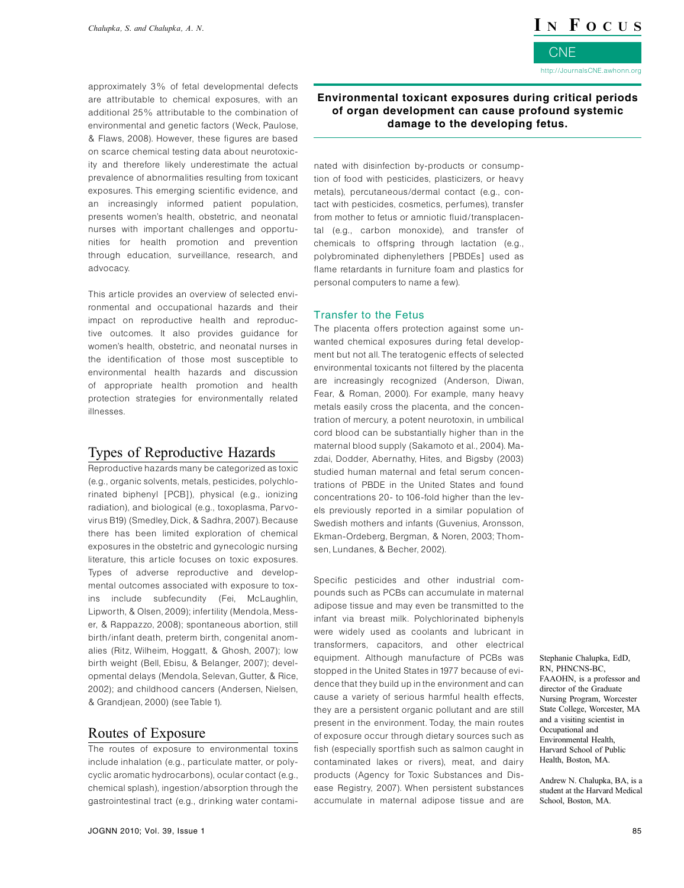approximately 3% of fetal developmental defects are attributable to chemical exposures, with an additional 25% attributable to the combination of environmental and genetic factors (Weck, Paulose, & Flaws, 2008). However, these figures are based on scarce chemical testing data about neurotoxicity and therefore likely underestimate the actual prevalence of abnormalities resulting from toxicant exposures. This emerging scientific evidence, and an increasingly informed patient population, presents women's health, obstetric, and neonatal nurses with important challenges and opportunities for health promotion and prevention through education, surveillance, research, and advocacy.

This article provides an overview of selected environmental and occupational hazards and their impact on reproductive health and reproductive outcomes. It also provides guidance for women's health, obstetric, and neonatal nurses in the identification of those most susceptible to environmental health hazards and discussion of appropriate health promotion and health protection strategies for environmentally related illnesses.

## Types of Reproductive Hazards

Reproductive hazards many be categorized as toxic (e.g., organic solvents, metals, pesticides, polychlorinated biphenyl [PCB]), physical (e.g., ionizing radiation), and biological (e.g., toxoplasma, Parvovirus B19) (Smedley, Dick, & Sadhra, 2007). Because there has been limited exploration of chemical exposures in the obstetric and gynecologic nursing literature, this article focuses on toxic exposures. Types of adverse reproductive and developmental outcomes associated with exposure to toxins include subfecundity (Fei, McLaughlin, Lipworth, & Olsen, 2009); infertility (Mendola, Messer, & Rappazzo, 2008); spontaneous abortion, still birth/infant death, preterm birth, congenital anomalies (Ritz, Wilheim, Hoggatt, & Ghosh, 2007); low birth weight (Bell, Ebisu, & Belanger, 2007); developmental delays (Mendola, Selevan, Gutter, & Rice, 2002); and childhood cancers (Andersen, Nielsen, & Grandjean, 2000) (see Table 1).

## Routes of Exposure

The routes of exposure to environmental toxins include inhalation (e.g., particulate matter, or polycyclic aromatic hydrocarbons), ocular contact (e.g., chemical splash), ingestion/absorption through the gastrointestinal tract (e.g., drinking water contaminated with disinfection by-products or consumption of food with pesticides, plasticizers, or heavy metals), percutaneous/dermal contact (e.g., contact with pesticides, cosmetics, perfumes), transfer from mother to fetus or amniotic fluid/transplacental (e.g., carbon monoxide), and transfer of chemicals to offspring through lactation (e.g., polybrominated diphenylethers [PBDEs] used as flame retardants in furniture foam and plastics for personal computers to name a few).

**Environmental toxicant exposures during critical periods of organ development can cause profound systemic damage to the developing fetus.**

### Transfer to the Fetus

The placenta offers protection against some unwanted chemical exposures during fetal development but not all. The teratogenic effects of selected environmental toxicants not filtered by the placenta are increasingly recognized (Anderson, Diwan, Fear, & Roman, 2000). For example, many heavy metals easily cross the placenta, and the concentration of mercury, a potent neurotoxin, in umbilical cord blood can be substantially higher than in the maternal blood supply (Sakamoto et al., 2004). Mazdai, Dodder, Abernathy, Hites, and Bigsby (2003) studied human maternal and fetal serum concentrations of PBDE in the United States and found concentrations 20- to 106-fold higher than the levels previously reported in a similar population of Swedish mothers and infants (Guvenius, Aronsson, Ekman-Ordeberg, Bergman, & Noren, 2003; Thomsen, Lundanes, & Becher, 2002).

Specific pesticides and other industrial compounds such as PCBs can accumulate in maternal adipose tissue and may even be transmitted to the infant via breast milk. Polychlorinated biphenyls were widely used as coolants and lubricant in transformers, capacitors, and other electrical equipment. Although manufacture of PCBs was stopped in the United States in 1977 because of evidence that they build up in the environment and can cause a variety of serious harmful health effects, they are a persistent organic pollutant and are still present in the environment. Today, the main routes of exposure occur through dietary sources such as fish (especially sportfish such as salmon caught in contaminated lakes or rivers), meat, and dairy products (Agency for Toxic Substances and Disease Registry, 2007). When persistent substances accumulate in maternal adipose tissue and are

Stephanie Chalupka, EdD, RN, PHNCNS-BC, FAAOHN, is a professor and director of the Graduate Nursing Program, Worcester State College, Worcester, MA and a visiting scientist in Occupational and Environmental Health, Harvard School of Public Health, Boston, MA.

Andrew N. Chalupka, BA, is a student at the Harvard Medical School, Boston, MA.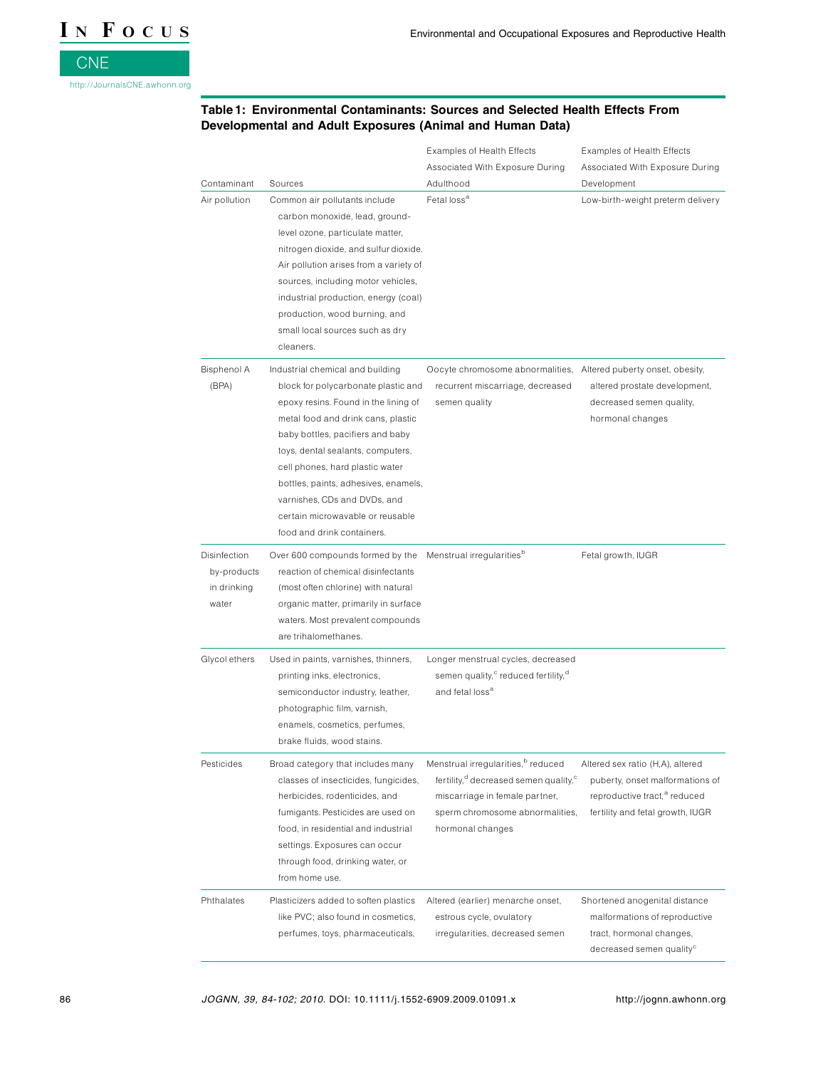**Table 1: Environmental Contaminants: Sources and Selected Health Effects From Developmental and Adult Exposures (Animal and Human Data)**

| Contaminant | Sources | Examples of Health Effects Associated With Exposure During Adulthood | Examples of Health Effects Associated With Exposure During Development |
|---|---|---|---|
| Air pollution | Common air pollutants include carbon monoxide, lead, ground-level ozone, particulate matter, nitrogen dioxide, and sulfur dioxide. Air pollution arises from a variety of sources, including motor vehicles, industrial production, energy (coal) production, wood burning, and small local sources such as dry cleaners. | Fetal loss[a] | Low-birth-weight preterm delivery |
| Bisphenol A (BPA) | Industrial chemical and building block for polycarbonate plastic and epoxy resins. Found in the lining of metal food and drink cans, plastic baby bottles, pacifiers and baby toys, dental sealants, computers, cell phones, hard plastic water bottles, paints, adhesives, enamels, varnishes, CDs and DVDs, and certain microwavable or reusable food and drink containers. | Oocyte chromosome abnormalities, recurrent miscarriage, decreased semen quality | Altered puberty onset, obesity, altered prostate development, decreased semen quality, hormonal changes |
| Disinfection by-products in drinking water | Over 600 compounds formed by the reaction of chemical disinfectants (most often chlorine) with natural organic matter, primarily in surface waters. Most prevalent compounds are trihalomethanes. | Menstrual irregularities[b] | Fetal growth, IUGR |
| Glycol ethers | Used in paints, varnishes, thinners, printing inks, electronics, semiconductor industry, leather, photographic film, varnish, enamels, cosmetics, perfumes, brake fluids, wood stains. | Longer menstrual cycles, decreased semen quality,[c] reduced fertility,[d] and fetal loss[a] | |
| Pesticides | Broad category that includes many classes of insecticides, fungicides, herbicides, rodenticides, and fumigants. Pesticides are used on food, in residential and industrial settings. Exposures can occur through food, drinking water, or from home use. | Menstrual irregularities,[b] reduced fertility,[d] decreased semen quality,[c] miscarriage in female partner, sperm chromosome abnormalities, hormonal changes | Altered sex ratio (H,A), altered puberty, onset malformations of reproductive tract,[a] reduced fertility and fetal growth, IUGR |
| Phthalates | Plasticizers added to soften plastics like PVC; also found in cosmetics, perfumes, toys, pharmaceuticals, | Altered (earlier) menarche onset, estrous cycle, ovulatory irregularities, decreased semen | Shortened anogenital distance malformations of reproductive tract, hormonal changes, decreased semen quality[c] |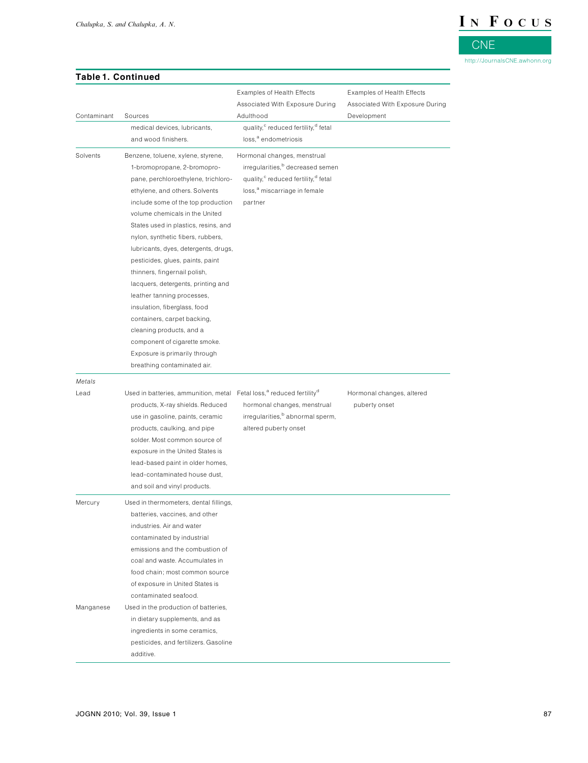**Table 1. Continued**

| Contaminant | Sources | Examples of Health Effects Associated With Exposure During Adulthood | Examples of Health Effects Associated With Exposure During Development |
|---|---|---|---|
| | medical devices, lubricants, and wood finishers. | quality,[c] reduced fertility,[d] fetal loss,[a] endometriosis | |
| Solvents | Benzene, toluene, xylene, styrene, 1-bromopropane, 2-bromopropane, perchloroethylene, trichloroethylene, and others. Solvents include some of the top production volume chemicals in the United States used in plastics, resins, and nylon, synthetic fibers, rubbers, lubricants, dyes, detergents, drugs, pesticides, glues, paints, paint thinners, fingernail polish, lacquers, detergents, printing and leather tanning processes, insulation, fiberglass, food containers, carpet backing, cleaning products, and a component of cigarette smoke. Exposure is primarily through breathing contaminated air. | Hormonal changes, menstrual irregularities,[b] decreased semen quality,[c] reduced fertility,[d] fetal loss,[a] miscarriage in female partner | |
| *Metals* | | | |
| Lead | Used in batteries, ammunition, metal products, X-ray shields. Reduced use in gasoline, paints, ceramic products, caulking, and pipe solder. Most common source of exposure in the United States is lead-based paint in older homes, lead-contaminated house dust, and soil and vinyl products. | Fetal loss,[a] reduced fertility[d] hormonal changes, menstrual irregularities,[b] abnormal sperm, altered puberty onset | Hormonal changes, altered puberty onset |
| Mercury | Used in thermometers, dental fillings, batteries, vaccines, and other industries. Air and water contaminated by industrial emissions and the combustion of coal and waste. Accumulates in food chain; most common source of exposure in United States is contaminated seafood. | | |
| Manganese | Used in the production of batteries, in dietary supplements, and as ingredients in some ceramics, pesticides, and fertilizers. Gasoline additive. | | |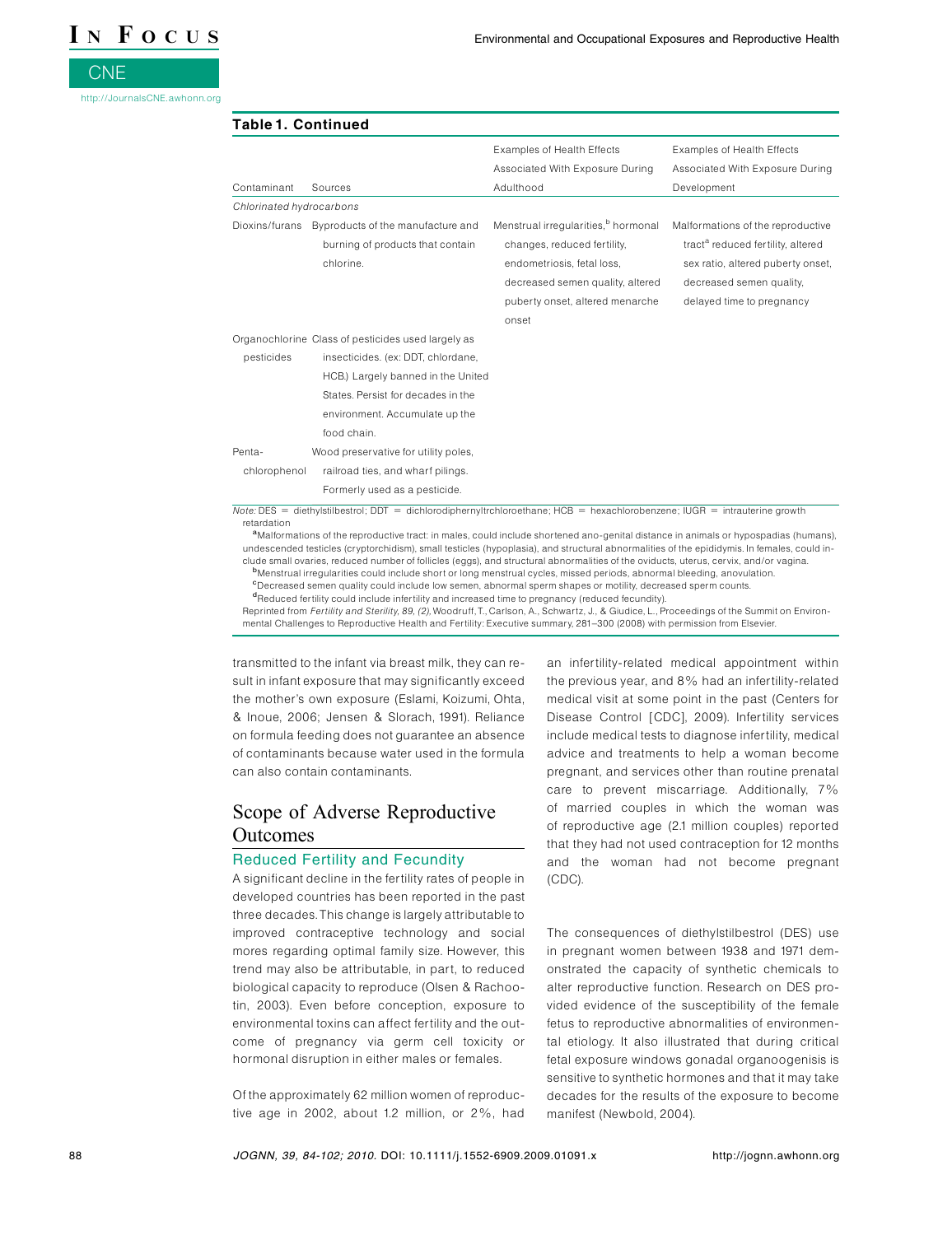**Table 1. Continued**

| Contaminant | Sources | Examples of Health Effects Associated With Exposure During Adulthood | Examples of Health Effects Associated With Exposure During Development |
|---|---|---|---|
| *Chlorinated hydrocarbons* | | | |
| Dioxins/furans | Byproducts of the manufacture and burning of products that contain chlorine. | Menstrual irregularities,[b] hormonal changes, reduced fertility, endometriosis, fetal loss, decreased semen quality, altered puberty onset, altered menarche onset | Malformations of the reproductive tract[a] reduced fertility, altered sex ratio, altered puberty onset, decreased semen quality, delayed time to pregnancy |
| Organochlorine pesticides | Class of pesticides used largely as insecticides. (ex: DDT, chlordane, HCB.) Largely banned in the United States. Persist for decades in the environment. Accumulate up the food chain. | | |
| Penta-chlorophenol | Wood preservative for utility poles, railroad ties, and wharf pilings. Formerly used as a pesticide. | | |

*Note:* DES = diethylstilbestrol; DDT = dichlorodiphrenyltrchloroethane; HCB = hexachlorobenzene; IUGR = intrauterine growth retardation

[a]Malformations of the reproductive tract: in males, could include shortened ano-genital distance in animals or hypospadias (humans), undescended testicles (cryptorchidism), small testicles (hypoplasia), and structural abnormalities of the epididymis. In females, could include small ovaries, reduced number of follicles (eggs), and structural abnormalities of the oviducts, uterus, cervix, and/or vagina.

[b]Menstrual irregularities could include short or long menstrual cycles, missed periods, abnormal bleeding, anovulation.

[c]Decreased semen quality could include low semen, abnormal sperm shapes or motility, decreased sperm counts.

[d]Reduced fertility could include infertility and increased time to pregnancy (reduced fecundity).

Reprinted from *Fertility and Sterility, 89, (2),* Woodruff, T., Carlson, A., Schwartz, J., & Giudice, L., Proceedings of the Summit on Environmental Challenges to Reproductive Health and Fertility: Executive summary, 281–300 (2008) with permission from Elsevier.

transmitted to the infant via breast milk, they can result in infant exposure that may significantly exceed the mother's own exposure (Eslami, Koizumi, Ohta, & Inoue, 2006; Jensen & Slorach, 1991). Reliance on formula feeding does not guarantee an absence of contaminants because water used in the formula can also contain contaminants.

## Scope of Adverse Reproductive Outcomes

### Reduced Fertility and Fecundity

A significant decline in the fertility rates of people in developed countries has been reported in the past three decades. This change is largely attributable to improved contraceptive technology and social mores regarding optimal family size. However, this trend may also be attributable, in part, to reduced biological capacity to reproduce (Olsen & Rachootin, 2003). Even before conception, exposure to environmental toxins can affect fertility and the outcome of pregnancy via germ cell toxicity or hormonal disruption in either males or females.

Of the approximately 62 million women of reproductive age in 2002, about 1.2 million, or 2%, had an infertility-related medical appointment within the previous year, and 8% had an infertility-related medical visit at some point in the past (Centers for Disease Control [CDC], 2009). Infertility services include medical tests to diagnose infertility, medical advice and treatments to help a woman become pregnant, and services other than routine prenatal care to prevent miscarriage. Additionally, 7% of married couples in which the woman was of reproductive age (2.1 million couples) reported that they had not used contraception for 12 months and the woman had not become pregnant (CDC).

The consequences of diethylstilbestrol (DES) use in pregnant women between 1938 and 1971 demonstrated the capacity of synthetic chemicals to alter reproductive function. Research on DES provided evidence of the susceptibility of the female fetus to reproductive abnormalities of environmental etiology. It also illustrated that during critical fetal exposure windows gonadal organoogenisis is sensitive to synthetic hormones and that it may take decades for the results of the exposure to become manifest (Newbold, 2004).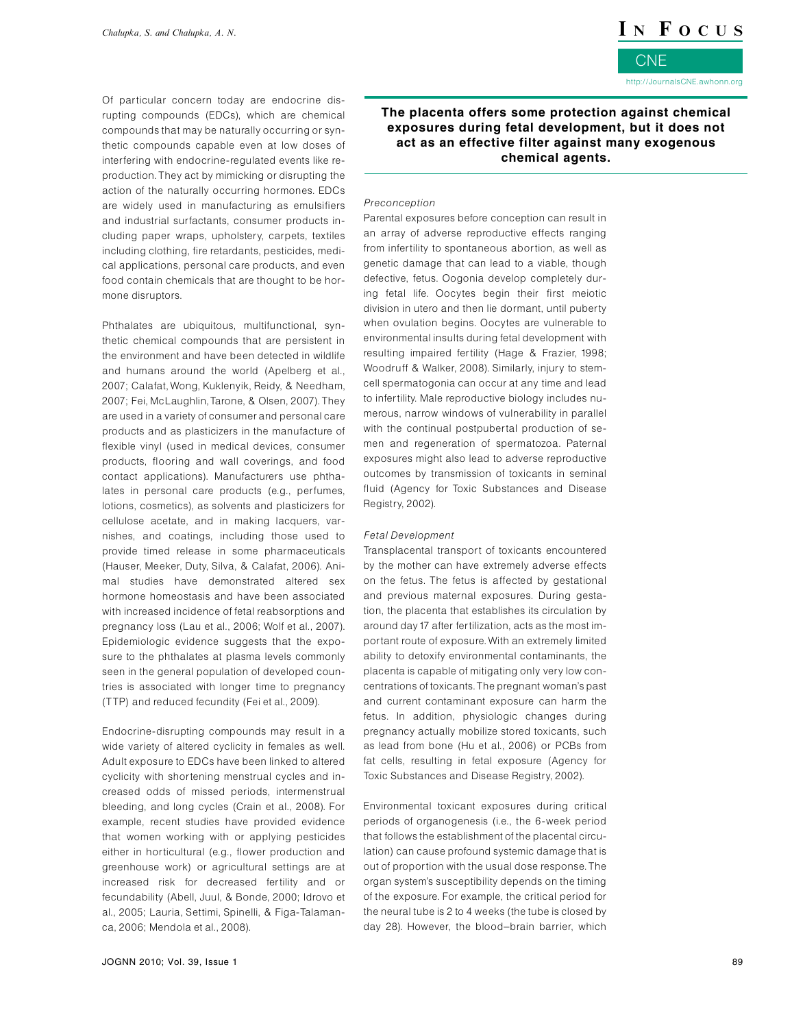Of particular concern today are endocrine disrupting compounds (EDCs), which are chemical compounds that may be naturally occurring or synthetic compounds capable even at low doses of interfering with endocrine-regulated events like reproduction. They act by mimicking or disrupting the action of the naturally occurring hormones. EDCs are widely used in manufacturing as emulsifiers and industrial surfactants, consumer products including paper wraps, upholstery, carpets, textiles including clothing, fire retardants, pesticides, medical applications, personal care products, and even food contain chemicals that are thought to be hormone disruptors.

Phthalates are ubiquitous, multifunctional, synthetic chemical compounds that are persistent in the environment and have been detected in wildlife and humans around the world (Apelberg et al., 2007; Calafat, Wong, Kuklenyik, Reidy, & Needham, 2007; Fei, McLaughlin, Tarone, & Olsen, 2007). They are used in a variety of consumer and personal care products and as plasticizers in the manufacture of flexible vinyl (used in medical devices, consumer products, flooring and wall coverings, and food contact applications). Manufacturers use phthalates in personal care products (e.g., perfumes, lotions, cosmetics), as solvents and plasticizers for cellulose acetate, and in making lacquers, varnishes, and coatings, including those used to provide timed release in some pharmaceuticals (Hauser, Meeker, Duty, Silva, & Calafat, 2006). Animal studies have demonstrated altered sex hormone homeostasis and have been associated with increased incidence of fetal reabsorptions and pregnancy loss (Lau et al., 2006; Wolf et al., 2007). Epidemiologic evidence suggests that the exposure to the phthalates at plasma levels commonly seen in the general population of developed countries is associated with longer time to pregnancy (TTP) and reduced fecundity (Fei et al., 2009).

Endocrine-disrupting compounds may result in a wide variety of altered cyclicity in females as well. Adult exposure to EDCs have been linked to altered cyclicity with shortening menstrual cycles and increased odds of missed periods, intermenstrual bleeding, and long cycles (Crain et al., 2008). For example, recent studies have provided evidence that women working with or applying pesticides either in horticultural (e.g., flower production and greenhouse work) or agricultural settings are at increased risk for decreased fertility and or fecundability (Abell, Juul, & Bonde, 2000; Idrovo et al., 2005; Lauria, Settimi, Spinelli, & Figa-Talamanca, 2006; Mendola et al., 2008).

**The placenta offers some protection against chemical exposures during fetal development, but it does not act as an effective filter against many exogenous chemical agents.**

*Preconception*

Parental exposures before conception can result in an array of adverse reproductive effects ranging from infertility to spontaneous abortion, as well as genetic damage that can lead to a viable, though defective, fetus. Oogonia develop completely during fetal life. Oocytes begin their first meiotic division in utero and then lie dormant, until puberty when ovulation begins. Oocytes are vulnerable to environmental insults during fetal development with resulting impaired fertility (Hage & Frazier, 1998; Woodruff & Walker, 2008). Similarly, injury to stem-cell spermatogonia can occur at any time and lead to infertility. Male reproductive biology includes numerous, narrow windows of vulnerability in parallel with the continual postpubertal production of semen and regeneration of spermatozoa. Paternal exposures might also lead to adverse reproductive outcomes by transmission of toxicants in seminal fluid (Agency for Toxic Substances and Disease Registry, 2002).

*Fetal Development*

Transplacental transport of toxicants encountered by the mother can have extremely adverse effects on the fetus. The fetus is affected by gestational and previous maternal exposures. During gestation, the placenta that establishes its circulation by around day 17 after fertilization, acts as the most important route of exposure. With an extremely limited ability to detoxify environmental contaminants, the placenta is capable of mitigating only very low concentrations of toxicants. The pregnant woman's past and current contaminant exposure can harm the fetus. In addition, physiologic changes during pregnancy actually mobilize stored toxicants, such as lead from bone (Hu et al., 2006) or PCBs from fat cells, resulting in fetal exposure (Agency for Toxic Substances and Disease Registry, 2002).

Environmental toxicant exposures during critical periods of organogenesis (i.e., the 6-week period that follows the establishment of the placental circulation) can cause profound systemic damage that is out of proportion with the usual dose response. The organ system's susceptibility depends on the timing of the exposure. For example, the critical period for the neural tube is 2 to 4 weeks (the tube is closed by day 28). However, the blood–brain barrier, which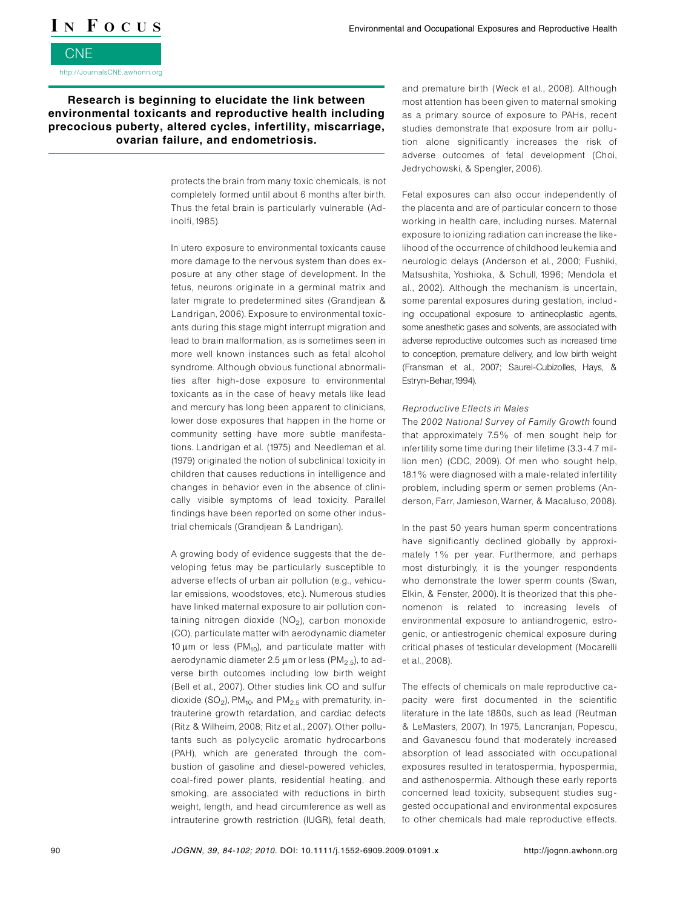**Research is beginning to elucidate the link between environmental toxicants and reproductive health including precocious puberty, altered cycles, infertility, miscarriage, ovarian failure, and endometriosis.**

protects the brain from many toxic chemicals, is not completely formed until about 6 months after birth. Thus the fetal brain is particularly vulnerable (Adinolfi, 1985).

In utero exposure to environmental toxicants cause more damage to the nervous system than does exposure at any other stage of development. In the fetus, neurons originate in a germinal matrix and later migrate to predetermined sites (Grandjean & Landrigan, 2006). Exposure to environmental toxicants during this stage might interrupt migration and lead to brain malformation, as is sometimes seen in more well known instances such as fetal alcohol syndrome. Although obvious functional abnormalities after high-dose exposure to environmental toxicants as in the case of heavy metals like lead and mercury has long been apparent to clinicians, lower dose exposures that happen in the home or community setting have more subtle manifestations. Landrigan et al. (1975) and Needleman et al. (1979) originated the notion of subclinical toxicity in children that causes reductions in intelligence and changes in behavior even in the absence of clinically visible symptoms of lead toxicity. Parallel findings have been reported on some other industrial chemicals (Grandjean & Landrigan).

A growing body of evidence suggests that the developing fetus may be particularly susceptible to adverse effects of urban air pollution (e.g., vehicular emissions, woodstoves, etc.). Numerous studies have linked maternal exposure to air pollution containing nitrogen dioxide ($NO_2$), carbon monoxide (CO), particulate matter with aerodynamic diameter 10 μm or less ($PM_{10}$), and particulate matter with aerodynamic diameter 2.5 μm or less ($PM_{2.5}$), to adverse birth outcomes including low birth weight (Bell et al., 2007). Other studies link CO and sulfur dioxide ($SO_2$), $PM_{10}$, and $PM_{2.5}$ with prematurity, intrauterine growth retardation, and cardiac defects (Ritz & Wilheim, 2008; Ritz et al., 2007). Other pollutants such as polycyclic aromatic hydrocarbons (PAH), which are generated through the combustion of gasoline and diesel-powered vehicles, coal-fired power plants, residential heating, and smoking, are associated with reductions in birth weight, length, and head circumference as well as intrauterine growth restriction (IUGR), fetal death, and premature birth (Weck et al., 2008). Although most attention has been given to maternal smoking as a primary source of exposure to PAHs, recent studies demonstrate that exposure from air pollution alone significantly increases the risk of adverse outcomes of fetal development (Choi, Jedrychowski, & Spengler, 2006).

Fetal exposures can also occur independently of the placenta and are of particular concern to those working in health care, including nurses. Maternal exposure to ionizing radiation can increase the likelihood of the occurrence of childhood leukemia and neurologic delays (Anderson et al., 2000; Fushiki, Matsushita, Yoshioka, & Schull, 1996; Mendola et al., 2002). Although the mechanism is uncertain, some parental exposures during gestation, including occupational exposure to antineoplastic agents, some anesthetic gases and solvents, are associated with adverse reproductive outcomes such as increased time to conception, premature delivery, and low birth weight (Fransman et al., 2007; Saurel-Cubizolles, Hays, & Estryn-Behar, 1994).

*Reproductive Effects in Males*

The *2002 National Survey of Family Growth* found that approximately 7.5% of men sought help for infertility some time during their lifetime (3.3-4.7 million men) (CDC, 2009). Of men who sought help, 18.1% were diagnosed with a male-related infertility problem, including sperm or semen problems (Anderson, Farr, Jamieson, Warner, & Macaluso, 2008).

In the past 50 years human sperm concentrations have significantly declined globally by approximately 1% per year. Furthermore, and perhaps most disturbingly, it is the younger respondents who demonstrate the lower sperm counts (Swan, Elkin, & Fenster, 2000). It is theorized that this phenomenon is related to increasing levels of environmental exposure to antiandrogenic, estrogenic, or antiestrogenic chemical exposure during critical phases of testicular development (Mocarelli et al., 2008).

The effects of chemicals on male reproductive capacity were first documented in the scientific literature in the late 1880s, such as lead (Reutman & LeMasters, 2007). In 1975, Lancranjan, Popescu, and Gavanescu found that moderately increased absorption of lead associated with occupational exposures resulted in teratospermia, hypospermia, and asthenospermia. Although these early reports concerned lead toxicity, subsequent studies suggested occupational and environmental exposures to other chemicals had male reproductive effects.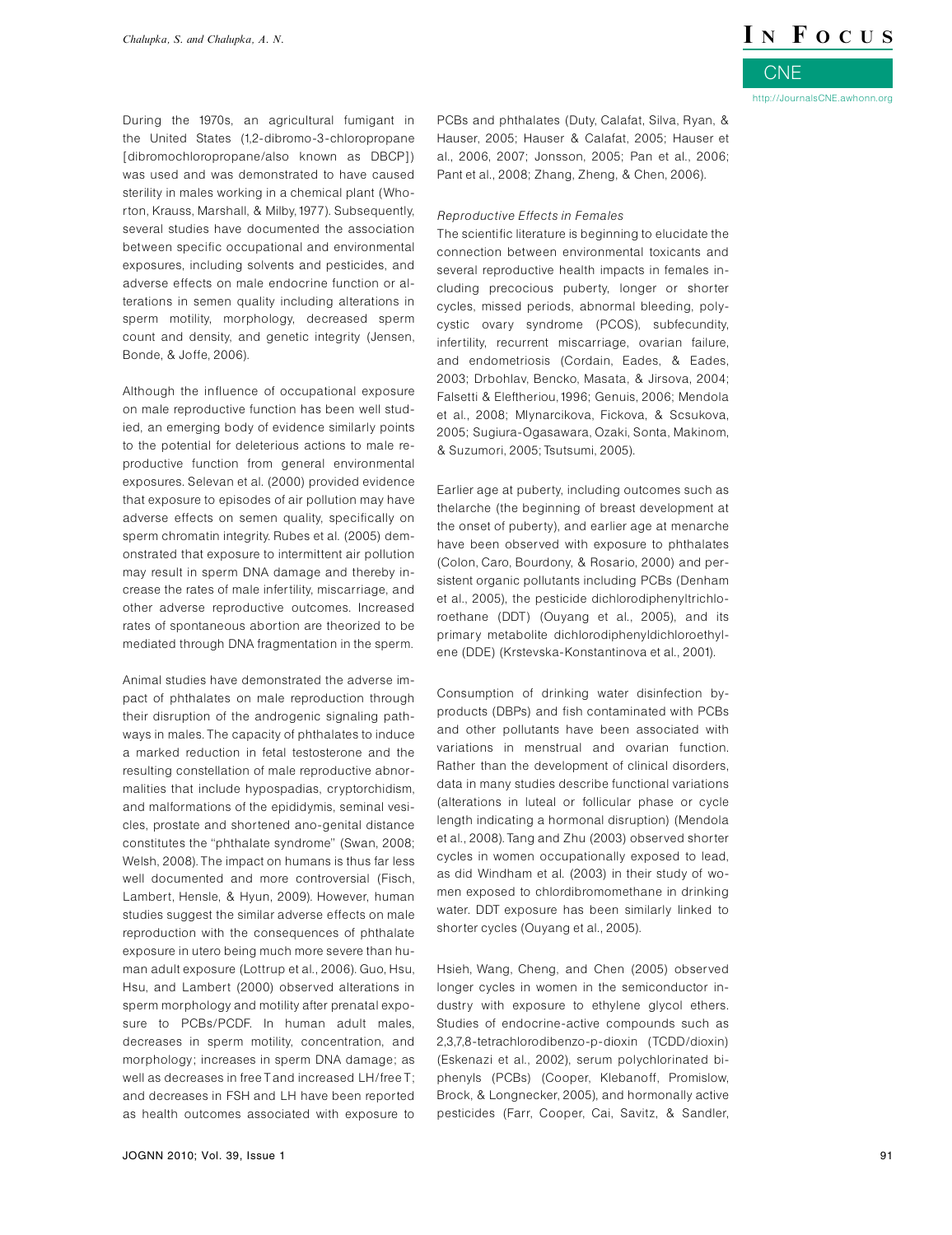During the 1970s, an agricultural fumigant in the United States (1,2-dibromo-3-chloropropane [dibromochloropropane/also known as DBCP]) was used and was demonstrated to have caused sterility in males working in a chemical plant (Whorton, Krauss, Marshall, & Milby, 1977). Subsequently, several studies have documented the association between specific occupational and environmental exposures, including solvents and pesticides, and adverse effects on male endocrine function or alterations in semen quality including alterations in sperm motility, morphology, decreased sperm count and density, and genetic integrity (Jensen, Bonde, & Joffe, 2006).

Although the influence of occupational exposure on male reproductive function has been well studied, an emerging body of evidence similarly points to the potential for deleterious actions to male reproductive function from general environmental exposures. Selevan et al. (2000) provided evidence that exposure to episodes of air pollution may have adverse effects on semen quality, specifically on sperm chromatin integrity. Rubes et al. (2005) demonstrated that exposure to intermittent air pollution may result in sperm DNA damage and thereby increase the rates of male infertility, miscarriage, and other adverse reproductive outcomes. Increased rates of spontaneous abortion are theorized to be mediated through DNA fragmentation in the sperm.

Animal studies have demonstrated the adverse impact of phthalates on male reproduction through their disruption of the androgenic signaling pathways in males. The capacity of phthalates to induce a marked reduction in fetal testosterone and the resulting constellation of male reproductive abnormalities that include hypospadias, cryptorchidism, and malformations of the epididymis, seminal vesicles, prostate and shortened ano-genital distance constitutes the "phthalate syndrome" (Swan, 2008; Welsh, 2008). The impact on humans is thus far less well documented and more controversial (Fisch, Lambert, Hensle, & Hyun, 2009). However, human studies suggest the similar adverse effects on male reproduction with the consequences of phthalate exposure in utero being much more severe than human adult exposure (Lottrup et al., 2006). Guo, Hsu, Hsu, and Lambert (2000) observed alterations in sperm morphology and motility after prenatal exposure to PCBs/PCDF. In human adult males, decreases in sperm motility, concentration, and morphology; increases in sperm DNA damage; as well as decreases in free T and increased LH/free T; and decreases in FSH and LH have been reported as health outcomes associated with exposure to PCBs and phthalates (Duty, Calafat, Silva, Ryan, & Hauser, 2005; Hauser & Calafat, 2005; Hauser et al., 2006, 2007; Jonsson, 2005; Pan et al., 2006; Pant et al., 2008; Zhang, Zheng, & Chen, 2006).

*Reproductive Effects in Females*

The scientific literature is beginning to elucidate the connection between environmental toxicants and several reproductive health impacts in females including precocious puberty, longer or shorter cycles, missed periods, abnormal bleeding, polycystic ovary syndrome (PCOS), subfecundity, infertility, recurrent miscarriage, ovarian failure, and endometriosis (Cordain, Eades, & Eades, 2003; Drbohlav, Bencko, Masata, & Jirsova, 2004; Falsetti & Eleftheriou, 1996; Genuis, 2006; Mendola et al., 2008; Mlynarcikova, Fickova, & Scsukova, 2005; Sugiura-Ogasawara, Ozaki, Sonta, Makinom, & Suzumori, 2005; Tsutsumi, 2005).

Earlier age at puberty, including outcomes such as thelarche (the beginning of breast development at the onset of puberty), and earlier age at menarche have been observed with exposure to phthalates (Colon, Caro, Bourdony, & Rosario, 2000) and persistent organic pollutants including PCBs (Denham et al., 2005), the pesticide dichlorodiphenyltrichloroethane (DDT) (Ouyang et al., 2005), and its primary metabolite dichlorodiphenyldichloroethylene (DDE) (Krstevska-Konstantinova et al., 2001).

Consumption of drinking water disinfection byproducts (DBPs) and fish contaminated with PCBs and other pollutants have been associated with variations in menstrual and ovarian function. Rather than the development of clinical disorders, data in many studies describe functional variations (alterations in luteal or follicular phase or cycle length indicating a hormonal disruption) (Mendola et al., 2008). Tang and Zhu (2003) observed shorter cycles in women occupationally exposed to lead, as did Windham et al. (2003) in their study of women exposed to chlordibromomethane in drinking water. DDT exposure has been similarly linked to shorter cycles (Ouyang et al., 2005).

Hsieh, Wang, Cheng, and Chen (2005) observed longer cycles in women in the semiconductor industry with exposure to ethylene glycol ethers. Studies of endocrine-active compounds such as 2,3,7,8-tetrachlorodibenzo-p-dioxin (TCDD/dioxin) (Eskenazi et al., 2002), serum polychlorinated biphenyls (PCBs) (Cooper, Klebanoff, Promislow, Brock, & Longnecker, 2005), and hormonally active pesticides (Farr, Cooper, Cai, Savitz, & Sandler,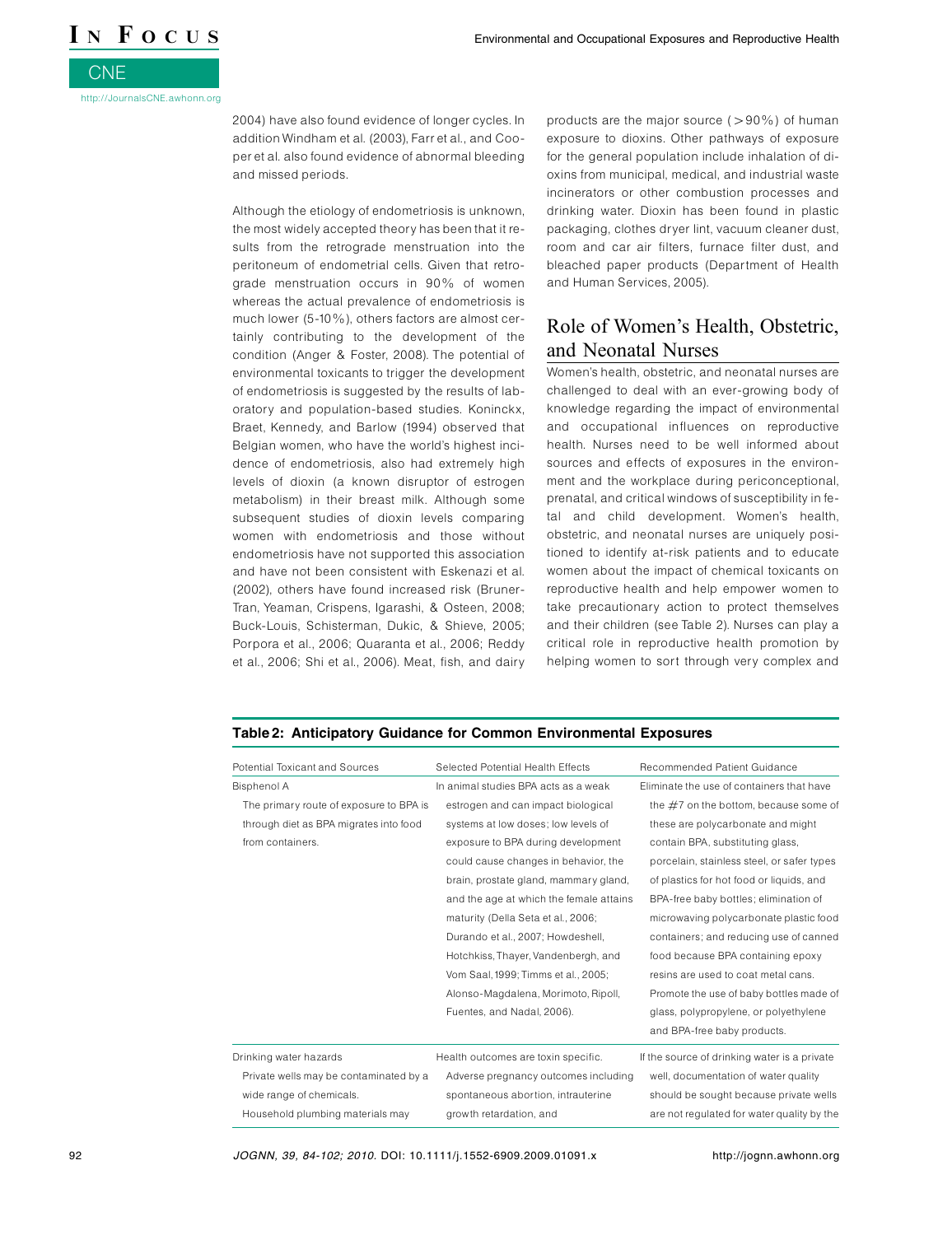2004) have also found evidence of longer cycles. In addition Windham et al. (2003), Farr et al., and Cooper et al. also found evidence of abnormal bleeding and missed periods.

Although the etiology of endometriosis is unknown, the most widely accepted theory has been that it results from the retrograde menstruation into the peritoneum of endometrial cells. Given that retrograde menstruation occurs in 90% of women whereas the actual prevalence of endometriosis is much lower (5-10%), others factors are almost certainly contributing to the development of the condition (Anger & Foster, 2008). The potential of environmental toxicants to trigger the development of endometriosis is suggested by the results of laboratory and population-based studies. Koninckx, Braet, Kennedy, and Barlow (1994) observed that Belgian women, who have the world's highest incidence of endometriosis, also had extremely high levels of dioxin (a known disruptor of estrogen metabolism) in their breast milk. Although some subsequent studies of dioxin levels comparing women with endometriosis and those without endometriosis have not supported this association and have not been consistent with Eskenazi et al. (2002), others have found increased risk (Bruner-Tran, Yeaman, Crispens, Igarashi, & Osteen, 2008; Buck-Louis, Schisterman, Dukic, & Shieve, 2005; Porpora et al., 2006; Quaranta et al., 2006; Reddy et al., 2006; Shi et al., 2006). Meat, fish, and dairy products are the major source (>90%) of human exposure to dioxins. Other pathways of exposure for the general population include inhalation of dioxins from municipal, medical, and industrial waste incinerators or other combustion processes and drinking water. Dioxin has been found in plastic packaging, clothes dryer lint, vacuum cleaner dust, room and car air filters, furnace filter dust, and bleached paper products (Department of Health and Human Services, 2005).

## Role of Women's Health, Obstetric, and Neonatal Nurses

Women's health, obstetric, and neonatal nurses are challenged to deal with an ever-growing body of knowledge regarding the impact of environmental and occupational influences on reproductive health. Nurses need to be well informed about sources and effects of exposures in the environment and the workplace during periconceptional, prenatal, and critical windows of susceptibility in fetal and child development. Women's health, obstetric, and neonatal nurses are uniquely positioned to identify at-risk patients and to educate women about the impact of chemical toxicants on reproductive health and help empower women to take precautionary action to protect themselves and their children (see Table 2). Nurses can play a critical role in reproductive health promotion by helping women to sort through very complex and

**Table 2: Anticipatory Guidance for Common Environmental Exposures**

| Potential Toxicant and Sources | Selected Potential Health Effects | Recommended Patient Guidance |
|---|---|---|
| Bisphenol A<br>The primary route of exposure to BPA is through diet as BPA migrates into food from containers. | In animal studies BPA acts as a weak estrogen and can impact biological systems at low doses; low levels of exposure to BPA during development could cause changes in behavior, the brain, prostate gland, mammary gland, and the age at which the female attains maturity (Della Seta et al., 2006; Durando et al., 2007; Howdeshell, Hotchkiss, Thayer, Vandenbergh, and Vom Saal, 1999; Timms et al., 2005; Alonso-Magdalena, Morimoto, Ripoll, Fuentes, and Nadal, 2006). | Eliminate the use of containers that have the #7 on the bottom, because some of these are polycarbonate and might contain BPA, substituting glass, porcelain, stainless steel, or safer types of plastics for hot food or liquids, and BPA-free baby bottles; elimination of microwaving polycarbonate plastic food containers; and reducing use of canned food because BPA containing epoxy resins are used to coat metal cans. Promote the use of baby bottles made of glass, polypropylene, or polyethylene and BPA-free baby products. |
| Drinking water hazards<br>Private wells may be contaminated by a wide range of chemicals.<br>Household plumbing materials may | Health outcomes are toxin specific. Adverse pregnancy outcomes including spontaneous abortion, intrauterine growth retardation, and | If the source of drinking water is a private well, documentation of water quality should be sought because private wells are not regulated for water quality by the |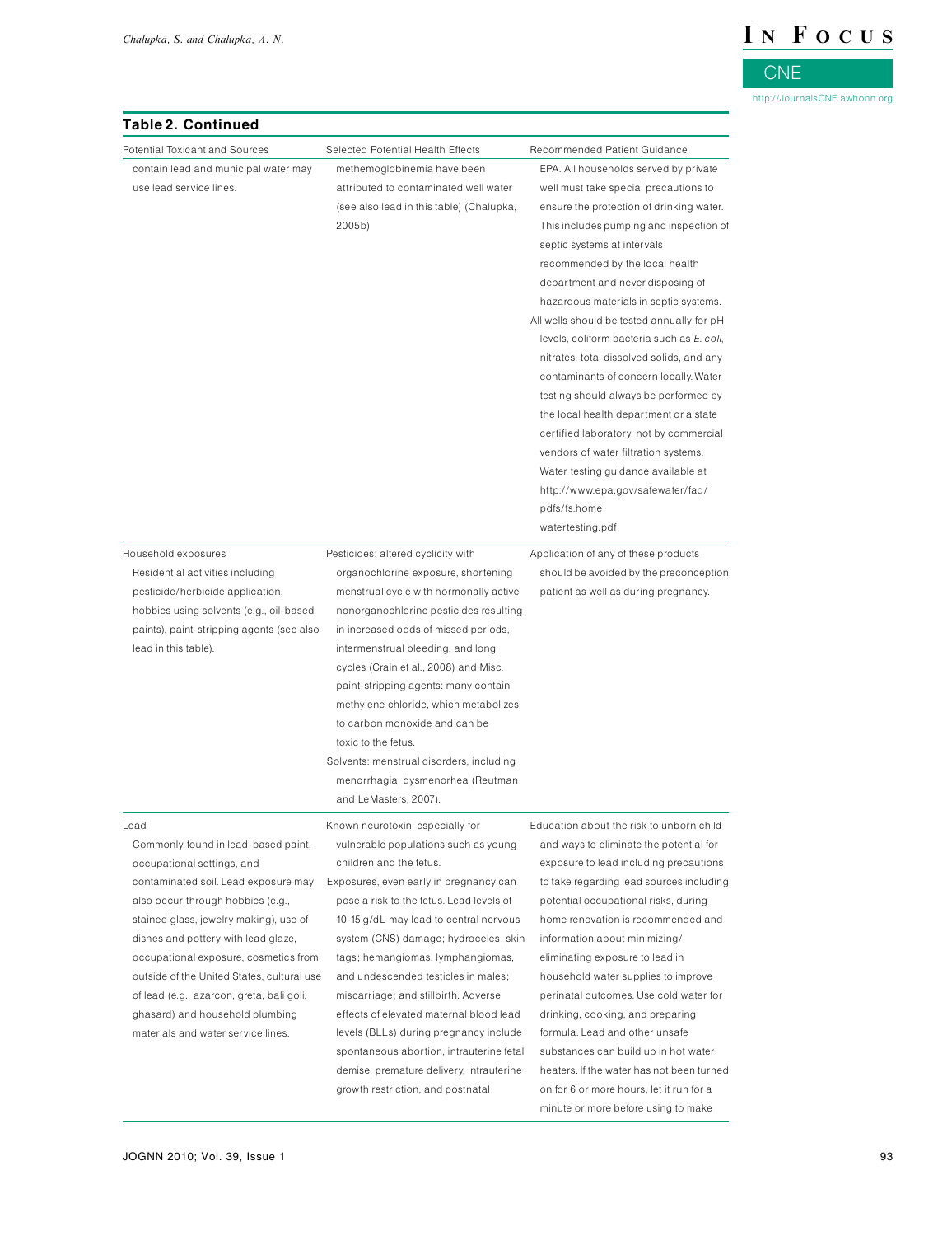**Table 2. Continued**

| Potential Toxicant and Sources | Selected Potential Health Effects | Recommended Patient Guidance |
|---|---|---|
| contain lead and municipal water may use lead service lines. | methemoglobinemia have been attributed to contaminated well water (see also lead in this table) (Chalupka, 2005b) | EPA. All households served by private well must take special precautions to ensure the protection of drinking water. This includes pumping and inspection of septic systems at intervals recommended by the local health department and never disposing of hazardous materials in septic systems.<br>All wells should be tested annually for pH levels, coliform bacteria such as *E. coli*, nitrates, total dissolved solids, and any contaminants of concern locally. Water testing should always be performed by the local health department or a state certified laboratory, not by commercial vendors of water filtration systems. Water testing guidance available at http://www.epa.gov/safewater/faq/pdfs/fs.home watertesting.pdf |
| Household exposures<br>Residential activities including pesticide/herbicide application, hobbies using solvents (e.g., oil-based paints), paint-stripping agents (see also lead in this table). | Pesticides: altered cyclicity with organochlorine exposure, shortening menstrual cycle with hormonally active nonorganochlorine pesticides resulting in increased odds of missed periods, intermenstrual bleeding, and long cycles (Crain et al., 2008) and Misc. paint-stripping agents: many contain methylene chloride, which metabolizes to carbon monoxide and can be toxic to the fetus.<br>Solvents: menstrual disorders, including menorrhagia, dysmenorhea (Reutman and LeMasters, 2007). | Application of any of these products should be avoided by the preconception patient as well as during pregnancy. |
| Lead<br>Commonly found in lead-based paint, occupational settings, and contaminated soil. Lead exposure may also occur through hobbies (e.g., stained glass, jewelry making), use of dishes and pottery with lead glaze, occupational exposure, cosmetics from outside of the United States, cultural use of lead (e.g., azarcon, greta, bali goli, ghasard) and household plumbing materials and water service lines. | Known neurotoxin, especially for vulnerable populations such as young children and the fetus.<br>Exposures, even early in pregnancy can pose a risk to the fetus. Lead levels of 10-15 g/dL may lead to central nervous system (CNS) damage; hydroceles; skin tags; hemangiomas, lymphangiomas, and undescended testicles in males; miscarriage; and stillbirth. Adverse effects of elevated maternal blood lead levels (BLLs) during pregnancy include spontaneous abortion, intrauterine fetal demise, premature delivery, intrauterine growth restriction, and postnatal | Education about the risk to unborn child and ways to eliminate the potential for exposure to lead including precautions to take regarding lead sources including potential occupational risks, during home renovation is recommended and information about minimizing/eliminating exposure to lead in household water supplies to improve perinatal outcomes. Use cold water for drinking, cooking, and preparing formula. Lead and other unsafe substances can build up in hot water heaters. If the water has not been turned on for 6 or more hours, let it run for a minute or more before using to make |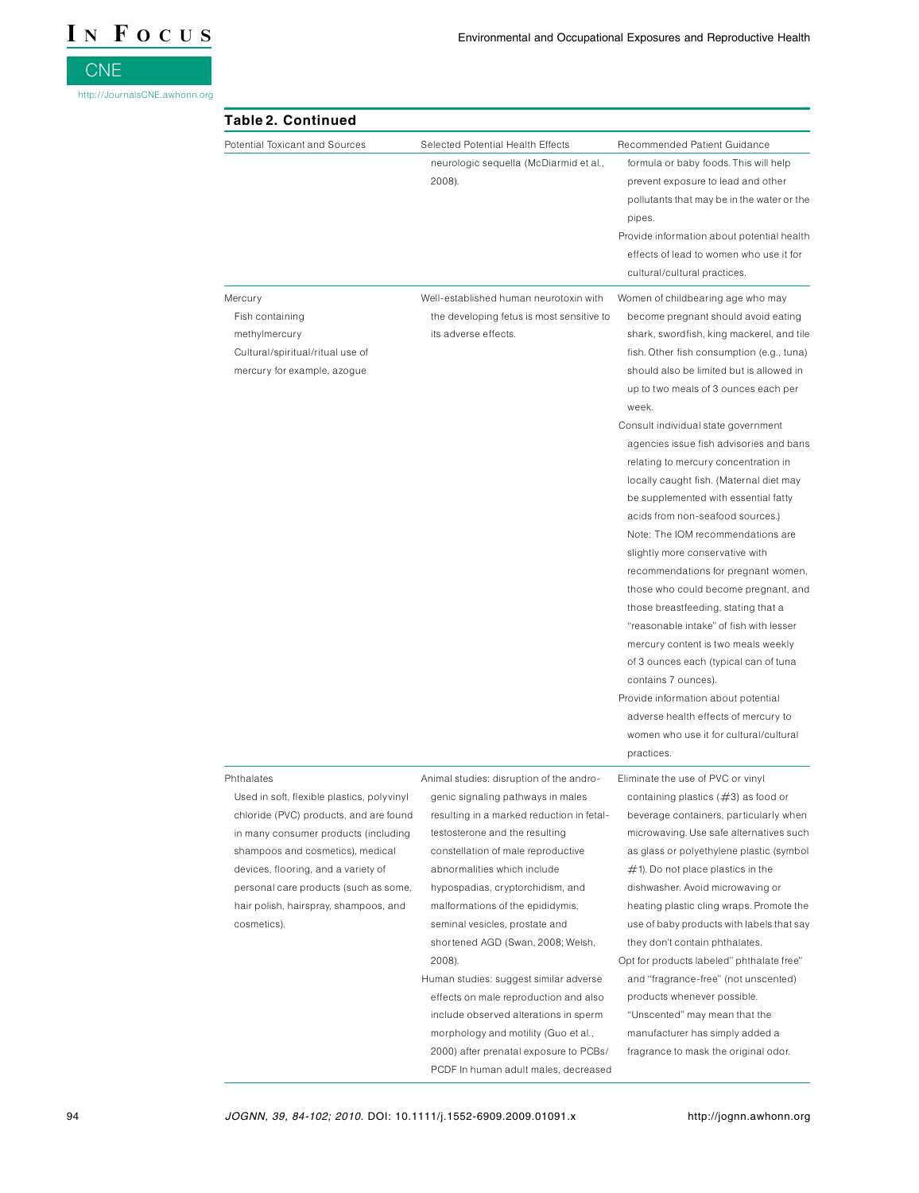## Table 2. Continued

| Potential Toxicant and Sources | Selected Potential Health Effects | Recommended Patient Guidance |
|---|---|---|
| | neurologic sequella (McDiarmid et al., 2008). | formula or baby foods. This will help prevent exposure to lead and other pollutants that may be in the water or the pipes.<br>Provide information about potential health effects of lead to women who use it for cultural/cultural practices. |
| Mercury<br>Fish containing methylmercury<br>Cultural/spiritual/ritual use of mercury for example, azogue | Well-established human neurotoxin with the developing fetus is most sensitive to its adverse effects. | Women of childbearing age who may become pregnant should avoid eating shark, swordfish, king mackerel, and tile fish. Other fish consumption (e.g., tuna) should also be limited but is allowed in up to two meals of 3 ounces each per week.<br>Consult individual state government agencies issue fish advisories and bans relating to mercury concentration in locally caught fish. (Maternal diet may be supplemented with essential fatty acids from non-seafood sources.) Note: The IOM recommendations are slightly more conservative with recommendations for pregnant women, those who could become pregnant, and those breastfeeding, stating that a "reasonable intake" of fish with lesser mercury content is two meals weekly of 3 ounces each (typical can of tuna contains 7 ounces).<br>Provide information about potential adverse health effects of mercury to women who use it for cultural/cultural practices. |
| Phthalates<br>Used in soft, flexible plastics, polyvinyl chloride (PVC) products, and are found in many consumer products (including shampoos and cosmetics), medical devices, flooring, and a variety of personal care products (such as some, hair polish, hairspray, shampoos, and cosmetics). | Animal studies: disruption of the androgenic signaling pathways in males resulting in a marked reduction in fetal-testosterone and the resulting constellation of male reproductive abnormalities which include hypospadias, cryptorchidism, and malformations of the epididymis, seminal vesicles, prostate and shortened AGD (Swan, 2008; Welsh, 2008).<br>Human studies: suggest similar adverse effects on male reproduction and also include observed alterations in sperm morphology and motility (Guo et al., 2000) after prenatal exposure to PCBs/ PCDF In human adult males, decreased | Eliminate the use of PVC or vinyl containing plastics (#3) as food or beverage containers, particularly when microwaving. Use safe alternatives such as glass or polyethylene plastic (symbol #1). Do not place plastics in the dishwasher. Avoid microwaving or heating plastic cling wraps. Promote the use of baby products with labels that say they don't contain phthalates.<br>Opt for products labeled" phthalate free" and "fragrance-free" (not unscented) products whenever possible. "Unscented" may mean that the manufacturer has simply added a fragrance to mask the original odor. |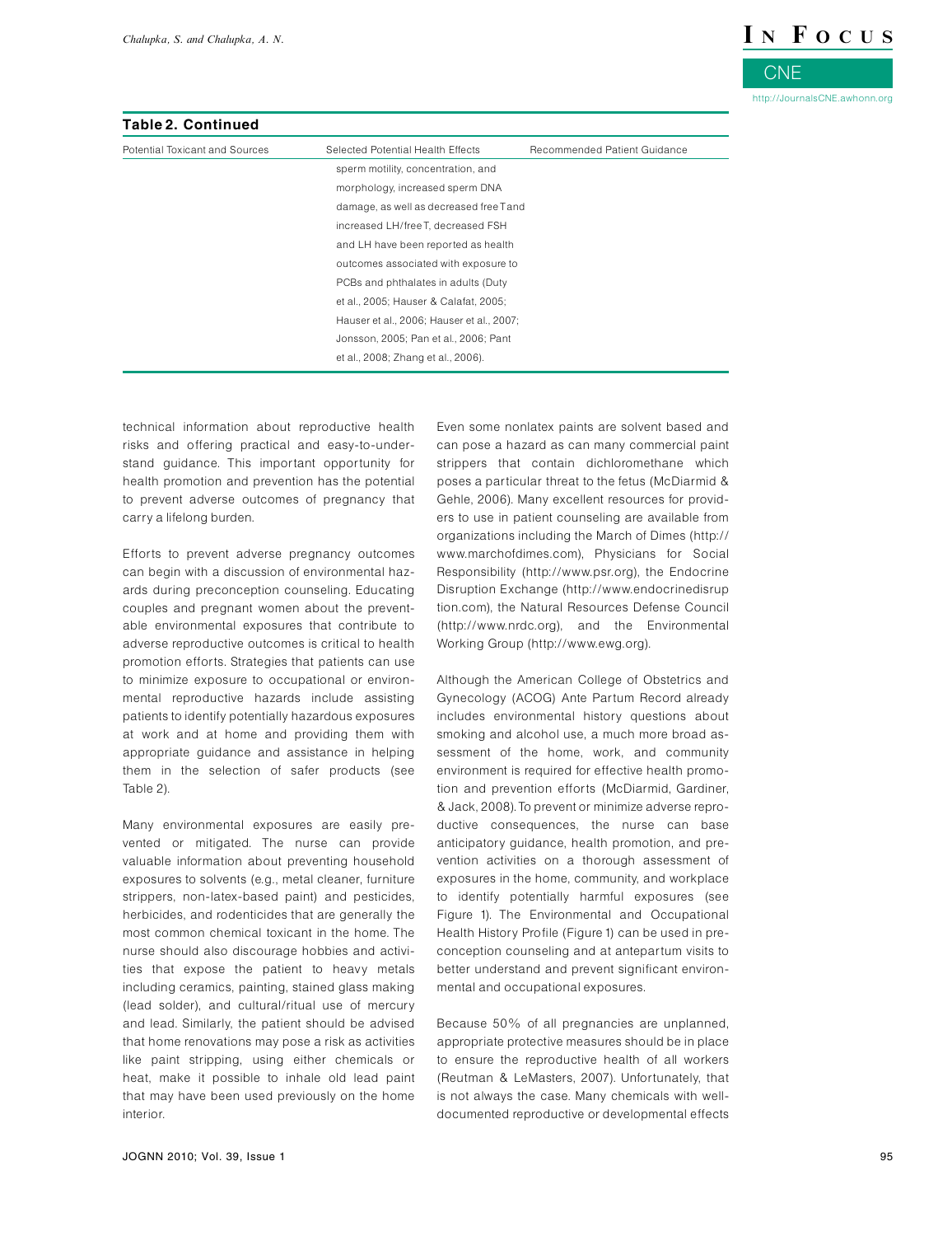**Table 2. Continued**

| Potential Toxicant and Sources | Selected Potential Health Effects | Recommended Patient Guidance |
|---|---|---|
| | sperm motility, concentration, and morphology, increased sperm DNA damage, as well as decreased free T and increased LH/free T, decreased FSH and LH have been reported as health outcomes associated with exposure to PCBs and phthalates in adults (Duty et al., 2005; Hauser & Calafat, 2005; Hauser et al., 2006; Hauser et al., 2007; Jonsson, 2005; Pan et al., 2006; Pant et al., 2008; Zhang et al., 2006). | |

technical information about reproductive health risks and offering practical and easy-to-understand guidance. This important opportunity for health promotion and prevention has the potential to prevent adverse outcomes of pregnancy that carry a lifelong burden.

Efforts to prevent adverse pregnancy outcomes can begin with a discussion of environmental hazards during preconception counseling. Educating couples and pregnant women about the preventable environmental exposures that contribute to adverse reproductive outcomes is critical to health promotion efforts. Strategies that patients can use to minimize exposure to occupational or environmental reproductive hazards include assisting patients to identify potentially hazardous exposures at work and at home and providing them with appropriate guidance and assistance in helping them in the selection of safer products (see Table 2).

Many environmental exposures are easily prevented or mitigated. The nurse can provide valuable information about preventing household exposures to solvents (e.g., metal cleaner, furniture strippers, non-latex-based paint) and pesticides, herbicides, and rodenticides that are generally the most common chemical toxicant in the home. The nurse should also discourage hobbies and activities that expose the patient to heavy metals including ceramics, painting, stained glass making (lead solder), and cultural/ritual use of mercury and lead. Similarly, the patient should be advised that home renovations may pose a risk as activities like paint stripping, using either chemicals or heat, make it possible to inhale old lead paint that may have been used previously on the home interior.

Even some nonlatex paints are solvent based and can pose a hazard as can many commercial paint strippers that contain dichloromethane which poses a particular threat to the fetus (McDiarmid & Gehle, 2006). Many excellent resources for providers to use in patient counseling are available from organizations including the March of Dimes (http://www.marchofdimes.com), Physicians for Social Responsibility (http://www.psr.org), the Endocrine Disruption Exchange (http://www.endocrinedisruption.com), the Natural Resources Defense Council (http://www.nrdc.org), and the Environmental Working Group (http://www.ewg.org).

Although the American College of Obstetrics and Gynecology (ACOG) Ante Partum Record already includes environmental history questions about smoking and alcohol use, a much more broad assessment of the home, work, and community environment is required for effective health promotion and prevention efforts (McDiarmid, Gardiner, & Jack, 2008). To prevent or minimize adverse reproductive consequences, the nurse can base anticipatory guidance, health promotion, and prevention activities on a thorough assessment of exposures in the home, community, and workplace to identify potentially harmful exposures (see Figure 1). The Environmental and Occupational Health History Profile (Figure 1) can be used in preconception counseling and at antepartum visits to better understand and prevent significant environmental and occupational exposures.

Because 50% of all pregnancies are unplanned, appropriate protective measures should be in place to ensure the reproductive health of all workers (Reutman & LeMasters, 2007). Unfortunately, that is not always the case. Many chemicals with well-documented reproductive or developmental effects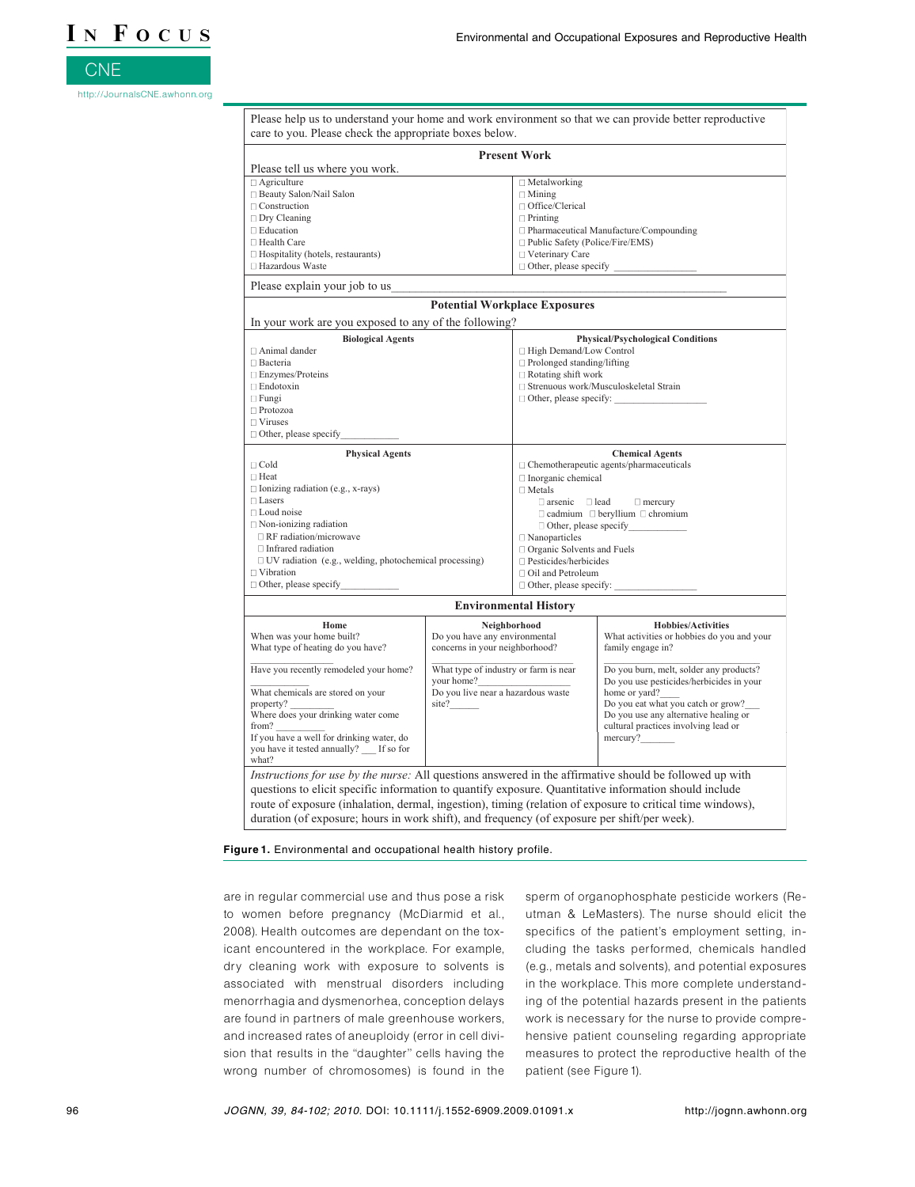Please help us to understand your home and work environment so that we can provide better reproductive care to you. Please check the appropriate boxes below.

**Present Work**

Please tell us where you work.

| | |
|---|---|
| □ Agriculture | □ Metalworking |
| □ Beauty Salon/Nail Salon | □ Mining |
| □ Construction | □ Office/Clerical |
| □ Dry Cleaning | □ Printing |
| □ Education | □ Pharmaceutical Manufacture/Compounding |
| □ Health Care | □ Public Safety (Police/Fire/EMS) |
| □ Hospitality (hotels, restaurants) | □ Veterinary Care |
| □ Hazardous Waste | □ Other, please specify ________________ |

Please explain your job to us______________________________________________________

**Potential Workplace Exposures**

In your work are you exposed to any of the following?

| Biological Agents | Physical/Psychological Conditions |
|---|---|
| □ Animal dander | □ High Demand/Low Control |
| □ Bacteria | □ Prolonged standing/lifting |
| □ Enzymes/Proteins | □ Rotating shift work |
| □ Endotoxin | □ Strenuous work/Musculoskeletal Strain |
| □ Fungi | □ Other, please specify: __________________ |
| □ Protozoa | |
| □ Viruses | |
| □ Other, please specify____________ | |

| Physical Agents | Chemical Agents |
|---|---|
| □ Cold | □ Chemotherapeutic agents/pharmaceuticals |
| □ Heat | □ Inorganic chemical |
| □ Ionizing radiation (e.g., x-rays) | □ Metals |
| □ Lasers | □ arsenic □ lead □ mercury |
| □ Loud noise | □ cadmium □ beryllium □ chromium |
| □ Non-ionizing radiation | □ Other, please specify____________ |
| □ RF radiation/microwave | □ Nanoparticles |
| □ Infrared radiation | □ Organic Solvents and Fuels |
| □ UV radiation (e.g., welding, photochemical processing) | □ Pesticides/herbicides |
| □ Vibration | □ Oil and Petroleum |
| □ Other, please specify____________ | □ Other, please specify: ________________ |

**Environmental History**

| Home | Neighborhood | Hobbies/Activities |
|---|---|---|
| When was your home built? What type of heating do you have? ________________ Have you recently remodeled your home? ____________ What chemicals are stored on your property? _________ Where does your drinking water come from? __________ If you have a well for drinking water, do you have it tested annually? ___ If so for what? | Do you have any environmental concerns in your neighborhood? ____________________ What type of industry or farm is near your home?_________________ Do you live near a hazardous waste site?______ | What activities or hobbies do you and your family engage in? ____________________ Do you burn, melt, solder any products? Do you use pesticides/herbicides in your home or yard?____ Do you eat what you catch or grow?___ Do you use any alternative healing or cultural practices involving lead or mercury?_______ |

*Instructions for use by the nurse:* All questions answered in the affirmative should be followed up with questions to elicit specific information to quantify exposure. Quantitative information should include route of exposure (inhalation, dermal, ingestion), timing (relation of exposure to critical time windows), duration (of exposure; hours in work shift), and frequency (of exposure per shift/per week).

**Figure 1.** Environmental and occupational health history profile.

are in regular commercial use and thus pose a risk to women before pregnancy (McDiarmid et al., 2008). Health outcomes are dependant on the toxicant encountered in the workplace. For example, dry cleaning work with exposure to solvents is associated with menstrual disorders including menorrhagia and dysmenorrhea, conception delays are found in partners of male greenhouse workers, and increased rates of aneuploidy (error in cell division that results in the "daughter" cells having the wrong number of chromosomes) is found in the sperm of organophosphate pesticide workers (Reutman & LeMasters). The nurse should elicit the specifics of the patient's employment setting, including the tasks performed, chemicals handled (e.g., metals and solvents), and potential exposures in the workplace. This more complete understanding of the potential hazards present in the patients work is necessary for the nurse to provide comprehensive patient counseling regarding appropriate measures to protect the reproductive health of the patient (see Figure 1).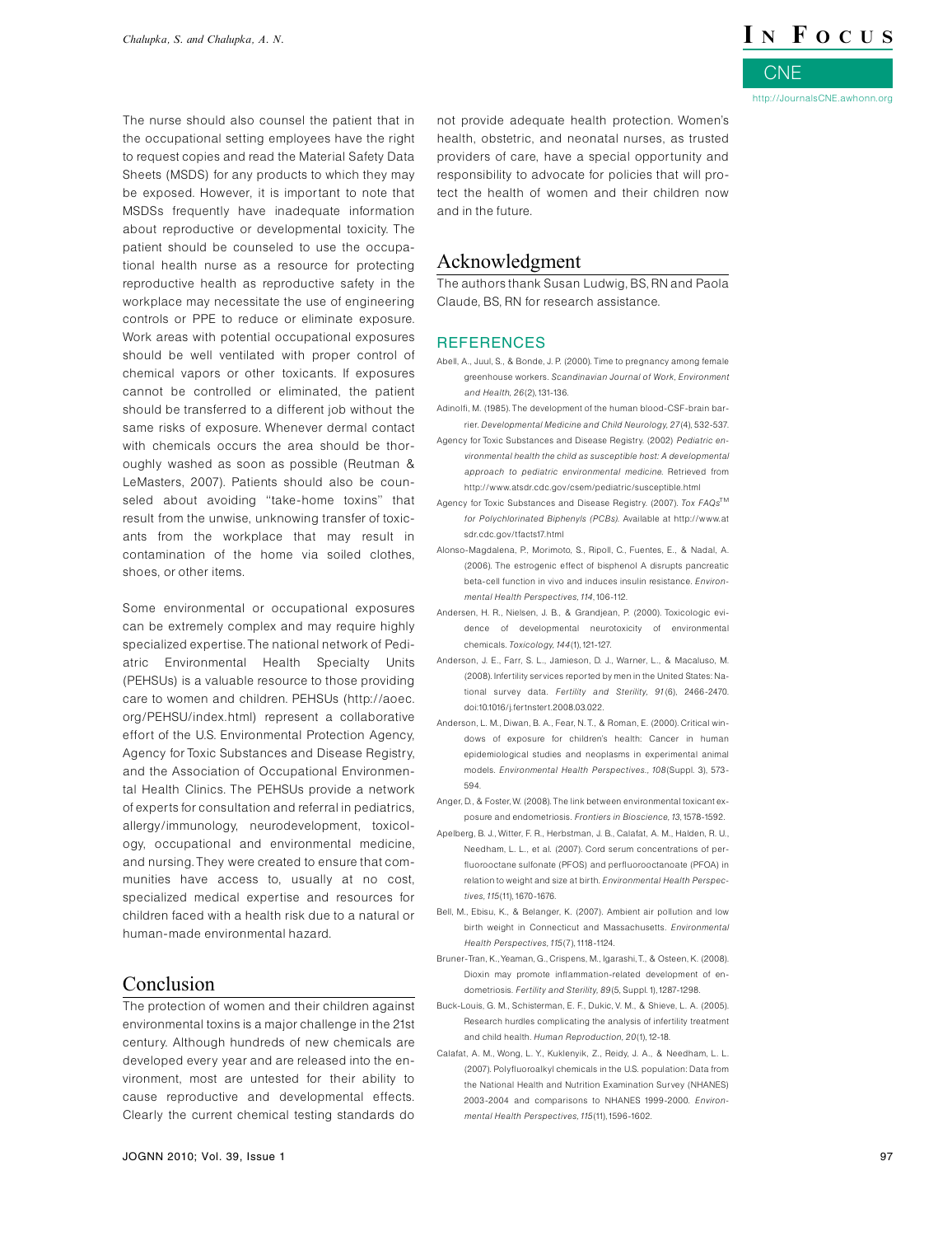The nurse should also counsel the patient that in the occupational setting employees have the right to request copies and read the Material Safety Data Sheets (MSDS) for any products to which they may be exposed. However, it is important to note that MSDSs frequently have inadequate information about reproductive or developmental toxicity. The patient should be counseled to use the occupational health nurse as a resource for protecting reproductive health as reproductive safety in the workplace may necessitate the use of engineering controls or PPE to reduce or eliminate exposure. Work areas with potential occupational exposures should be well ventilated with proper control of chemical vapors or other toxicants. If exposures cannot be controlled or eliminated, the patient should be transferred to a different job without the same risks of exposure. Whenever dermal contact with chemicals occurs the area should be thoroughly washed as soon as possible (Reutman & LeMasters, 2007). Patients should also be counseled about avoiding "take-home toxins" that result from the unwise, unknowing transfer of toxicants from the workplace that may result in contamination of the home via soiled clothes, shoes, or other items.

Some environmental or occupational exposures can be extremely complex and may require highly specialized expertise. The national network of Pediatric Environmental Health Specialty Units (PEHSUs) is a valuable resource to those providing care to women and children. PEHSUs (http://aoec.org/PEHSU/index.html) represent a collaborative effort of the U.S. Environmental Protection Agency, Agency for Toxic Substances and Disease Registry, and the Association of Occupational Environmental Health Clinics. The PEHSUs provide a network of experts for consultation and referral in pediatrics, allergy/immunology, neurodevelopment, toxicology, occupational and environmental medicine, and nursing. They were created to ensure that communities have access to, usually at no cost, specialized medical expertise and resources for children faced with a health risk due to a natural or human-made environmental hazard.

## Conclusion

The protection of women and their children against environmental toxins is a major challenge in the 21st century. Although hundreds of new chemicals are developed every year and are released into the environment, most are untested for their ability to cause reproductive and developmental effects. Clearly the current chemical testing standards do not provide adequate health protection. Women's health, obstetric, and neonatal nurses, as trusted providers of care, have a special opportunity and responsibility to advocate for policies that will protect the health of women and their children now and in the future.

## Acknowledgment

The authors thank Susan Ludwig, BS, RN and Paola Claude, BS, RN for research assistance.

## REFERENCES

Abell, A., Juul, S., & Bonde, J. P. (2000). Time to pregnancy among female greenhouse workers. *Scandinavian Journal of Work, Environment and Health, 26*(2), 131-136.

Adinolfi, M. (1985). The development of the human blood-CSF-brain barrier. *Developmental Medicine and Child Neurology, 27*(4), 532-537.

Agency for Toxic Substances and Disease Registry. (2002) *Pediatric environmental health the child as susceptible host: A developmental approach to pediatric environmental medicine.* Retrieved from http://www.atsdr.cdc.gov/csem/pediatric/susceptible.html

Agency for Toxic Substances and Disease Registry. (2007). *Tox FAQs™ for Polychlorinated Biphenyls (PCBs).* Available at http://www.atsdr.cdc.gov/tfacts17.html

Alonso-Magdalena, P., Morimoto, S., Ripoll, C., Fuentes, E., & Nadal, A. (2006). The estrogenic effect of bisphenol A disrupts pancreatic beta-cell function in vivo and induces insulin resistance. *Environmental Health Perspectives, 114*, 106-112.

Andersen, H. R., Nielsen, J. B., & Grandjean, P. (2000). Toxicologic evidence of developmental neurotoxicity of environmental chemicals. *Toxicology, 144*(1), 121-127.

Anderson, J. E., Farr, S. L., Jamieson, D. J., Warner, L., & Macaluso, M. (2008). Infertility services reported by men in the United States: National survey data. *Fertility and Sterility, 91*(6), 2466-2470. doi:10.1016/j.fertnstert.2008.03.022.

Anderson, L. M., Diwan, B. A., Fear, N. T., & Roman, E. (2000). Critical windows of exposure for children's health: Cancer in human epidemiological studies and neoplasms in experimental animal models. *Environmental Health Perspectives., 108*(Suppl. 3), 573-594.

Anger, D., & Foster, W. (2008). The link between environmental toxicant exposure and endometriosis. *Frontiers in Bioscience, 13*, 1578-1592.

Apelberg, B. J., Witter, F. R., Herbstman, J. B., Calafat, A. M., Halden, R. U., Needham, L. L., et al. (2007). Cord serum concentrations of perfluorooctane sulfonate (PFOS) and perfluorooctanoate (PFOA) in relation to weight and size at birth. *Environmental Health Perspectives, 115*(11), 1670-1676.

Bell, M., Ebisu, K., & Belanger, K. (2007). Ambient air pollution and low birth weight in Connecticut and Massachusetts. *Environmental Health Perspectives, 115*(7), 1118-1124.

Bruner-Tran, K., Yeaman, G., Crispens, M., Igarashi, T., & Osteen, K. (2008). Dioxin may promote inflammation-related development of endometriosis. *Fertility and Sterility, 89*(5, Suppl. 1), 1287-1298.

Buck-Louis, G. M., Schisterman, E. F., Dukic, V. M., & Shieve, L. A. (2005). Research hurdles complicating the analysis of infertility treatment and child health. *Human Reproduction, 20*(1), 12-18.

Calafat, A. M., Wong, L. Y., Kuklenyik, Z., Reidy, J. A., & Needham, L. L. (2007). Polyfluoroalkyl chemicals in the U.S. population: Data from the National Health and Nutrition Examination Survey (NHANES) 2003-2004 and comparisons to NHANES 1999-2000. *Environmental Health Perspectives, 115*(11), 1596-1602.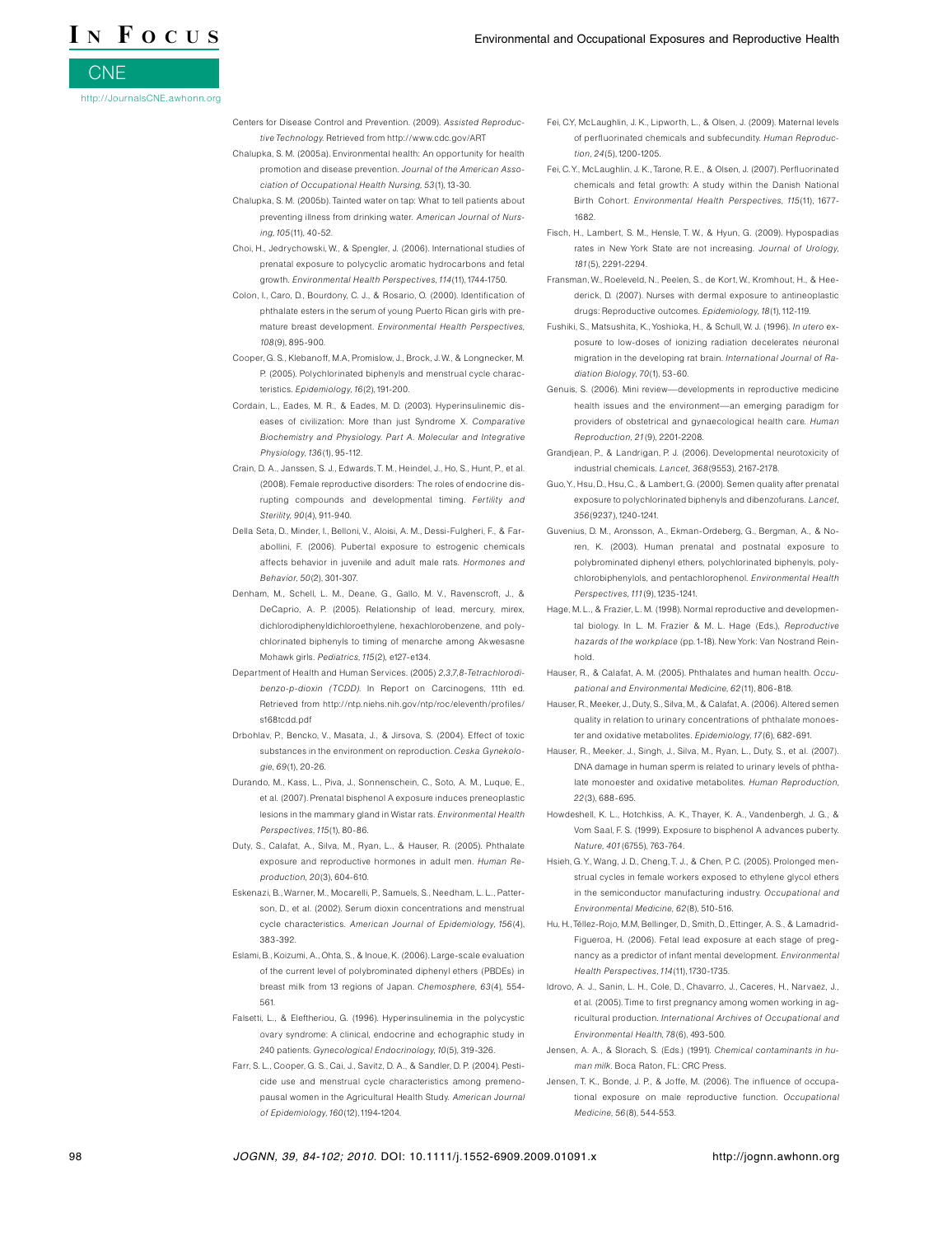Centers for Disease Control and Prevention. (2009). *Assisted Reproductive Technology.* Retrieved from http://www.cdc.gov/ART

Chalupka, S. M. (2005a). Environmental health: An opportunity for health promotion and disease prevention. *Journal of the American Association of Occupational Health Nursing, 53*(1), 13-30.

Chalupka, S. M. (2005b). Tainted water on tap: What to tell patients about preventing illness from drinking water. *American Journal of Nursing, 105*(11), 40-52.

Choi, H., Jedrychowski, W., & Spengler, J. (2006). International studies of prenatal exposure to polycyclic aromatic hydrocarbons and fetal growth. *Environmental Health Perspectives, 114*(11), 1744-1750.

Colon, I., Caro, D., Bourdony, C. J., & Rosario, O. (2000). Identification of phthalate esters in the serum of young Puerto Rican girls with premature breast development. *Environmental Health Perspectives, 108*(9), 895-900.

Cooper, G. S., Klebanoff, M.A, Promislow, J., Brock, J. W., & Longnecker, M. P. (2005). Polychlorinated biphenyls and menstrual cycle characteristics. *Epidemiology, 16*(2), 191-200.

Cordain, L., Eades, M. R., & Eades, M. D. (2003). Hyperinsulinemic diseases of civilization: More than just Syndrome X. *Comparative Biochemistry and Physiology. Part A. Molecular and Integrative Physiology, 136*(1), 95-112.

Crain, D. A., Janssen, S. J., Edwards, T. M., Heindel, J., Ho, S., Hunt, P., et al. (2008). Female reproductive disorders: The roles of endocrine disrupting compounds and developmental timing. *Fertility and Sterility, 90*(4), 911-940.

Della Seta, D., Minder, I., Belloni, V., Aloisi, A. M., Dessi-Fulgheri, F., & Farabollini, F. (2006). Pubertal exposure to estrogenic chemicals affects behavior in juvenile and adult male rats. *Hormones and Behavior, 50*(2), 301-307.

Denham, M., Schell, L. M., Deane, G., Gallo, M. V., Ravenscroft, J., & DeCaprio, A. P. (2005). Relationship of lead, mercury, mirex, dichlorodiphenyldichloroethylene, hexachlorobenzene, and polychlorinated biphenyls to timing of menarche among Akwesasne Mohawk girls. *Pediatrics, 115*(2), e127-e134.

Department of Health and Human Services. (2005) *2,3,7,8-Tetrachlorodibenzo-p-dioxin (TCDD).* In Report on Carcinogens, 11th ed. Retrieved from http://ntp.niehs.nih.gov/ntp/roc/eleventh/profiles/s168tcdd.pdf

Drbohlav, P., Bencko, V., Masata, J., & Jirsova, S. (2004). Effect of toxic substances in the environment on reproduction. *Ceska Gynekologie, 69*(1), 20-26.

Durando, M., Kass, L., Piva, J., Sonnenschein, C., Soto, A. M., Luque, E., et al. (2007). Prenatal bisphenol A exposure induces preneoplastic lesions in the mammary gland in Wistar rats. *Environmental Health Perspectives, 115*(1), 80-86.

Duty, S., Calafat, A., Silva, M., Ryan, L., & Hauser, R. (2005). Phthalate exposure and reproductive hormones in adult men. *Human Reproduction, 20*(3), 604-610.

Eskenazi, B., Warner, M., Mocarelli, P., Samuels, S., Needham, L. L., Patterson, D., et al. (2002). Serum dioxin concentrations and menstrual cycle characteristics. *American Journal of Epidemiology, 156*(4), 383-392.

Eslami, B., Koizumi, A., Ohta, S., & Inoue, K. (2006). Large-scale evaluation of the current level of polybrominated diphenyl ethers (PBDEs) in breast milk from 13 regions of Japan. *Chemosphere, 63*(4), 554-561.

Falsetti, L., & Eleftheriou, G. (1996). Hyperinsulinemia in the polycystic ovary syndrome: A clinical, endocrine and echographic study in 240 patients. *Gynecological Endocrinology, 10*(5), 319-326.

Farr, S. L., Cooper, G. S., Cai, J., Savitz, D. A., & Sandler, D. P. (2004). Pesticide use and menstrual cycle characteristics among premenopausal women in the Agricultural Health Study. *American Journal of Epidemiology, 160*(12), 1194-1204.

Fei, C.Y, McLaughlin, J. K., Lipworth, L., & Olsen, J. (2009). Maternal levels of perfluorinated chemicals and subfecundity. *Human Reproduction, 24*(5), 1200-1205.

Fei, C. Y., McLaughlin, J. K., Tarone, R. E., & Olsen, J. (2007). Perfluorinated chemicals and fetal growth: A study within the Danish National Birth Cohort. *Environmental Health Perspectives, 115*(11), 1677-1682.

Fisch, H., Lambert, S. M., Hensle, T. W., & Hyun, G. (2009). Hypospadias rates in New York State are not increasing. *Journal of Urology, 181*(5), 2291-2294.

Fransman, W., Roeleveld, N., Peelen, S., de Kort, W., Kromhout, H., & Heederick, D. (2007). Nurses with dermal exposure to antineoplastic drugs: Reproductive outcomes. *Epidemiology, 18*(1), 112-119.

Fushiki, S., Matsushita, K., Yoshioka, H., & Schull, W. J. (1996). *In utero* exposure to low-doses of ionizing radiation decelerates neuronal migration in the developing rat brain. *International Journal of Radiation Biology, 70*(1), 53-60.

Genuis, S. (2006). Mini review—developments in reproductive medicine health issues and the environment—an emerging paradigm for providers of obstetrical and gynaecological health care. *Human Reproduction, 21*(9), 2201-2208.

Grandjean, P., & Landrigan, P. J. (2006). Developmental neurotoxicity of industrial chemicals. *Lancet, 368*(9553), 2167-2178.

Guo, Y., Hsu, D., Hsu, C., & Lambert, G. (2000). Semen quality after prenatal exposure to polychlorinated biphenyls and dibenzofurans. *Lancet, 356*(9237), 1240-1241.

Guvenius, D. M., Aronsson, A., Ekman-Ordeberg, G., Bergman, A., & Noren, K. (2003). Human prenatal and postnatal exposure to polybrominated diphenyl ethers, polychlorinated biphenyls, polychlorobiphenylols, and pentachlorophenol. *Environmental Health Perspectives, 111*(9), 1235-1241.

Hage, M. L., & Frazier, L. M. (1998). Normal reproductive and developmental biology. In L. M. Frazier & M. L. Hage (Eds.), *Reproductive hazards of the workplace* (pp. 1-18). New York: Van Nostrand Reinhold.

Hauser, R., & Calafat, A. M. (2005). Phthalates and human health. *Occupational and Environmental Medicine, 62*(11), 806-818.

Hauser, R., Meeker, J., Duty, S., Silva, M., & Calafat, A. (2006). Altered semen quality in relation to urinary concentrations of phthalate monoester and oxidative metabolites. *Epidemiology, 17*(6), 682-691.

Hauser, R., Meeker, J., Singh, J., Silva, M., Ryan, L., Duty, S., et al. (2007). DNA damage in human sperm is related to urinary levels of phthalate monoester and oxidative metabolites. *Human Reproduction, 22*(3), 688-695.

Howdeshell, K. L., Hotchkiss, A. K., Thayer, K. A., Vandenbergh, J. G., & Vom Saal, F. S. (1999). Exposure to bisphenol A advances puberty. *Nature, 401*(6755), 763-764.

Hsieh, G. Y., Wang, J. D., Cheng, T. J., & Chen, P. C. (2005). Prolonged menstrual cycles in female workers exposed to ethylene glycol ethers in the semiconductor manufacturing industry. *Occupational and Environmental Medicine, 62*(8), 510-516.

Hu, H., Téllez-Rojo, M.M, Bellinger, D., Smith, D., Ettinger, A. S., & Lamadrid-Figueroa, H. (2006). Fetal lead exposure at each stage of pregnancy as a predictor of infant mental development. *Environmental Health Perspectives, 114*(11), 1730-1735.

Idrovo, A. J., Sanin, L. H., Cole, D., Chavarro, J., Caceres, H., Narvaez, J., et al. (2005). Time to first pregnancy among women working in agricultural production. *International Archives of Occupational and Environmental Health, 78*(6), 493-500.

Jensen, A. A., & Slorach, S. (Eds.) (1991). *Chemical contaminants in human milk.* Boca Raton, FL: CRC Press.

Jensen, T. K., Bonde, J. P., & Joffe, M. (2006). The influence of occupational exposure on male reproductive function. *Occupational Medicine, 56*(8), 544-553.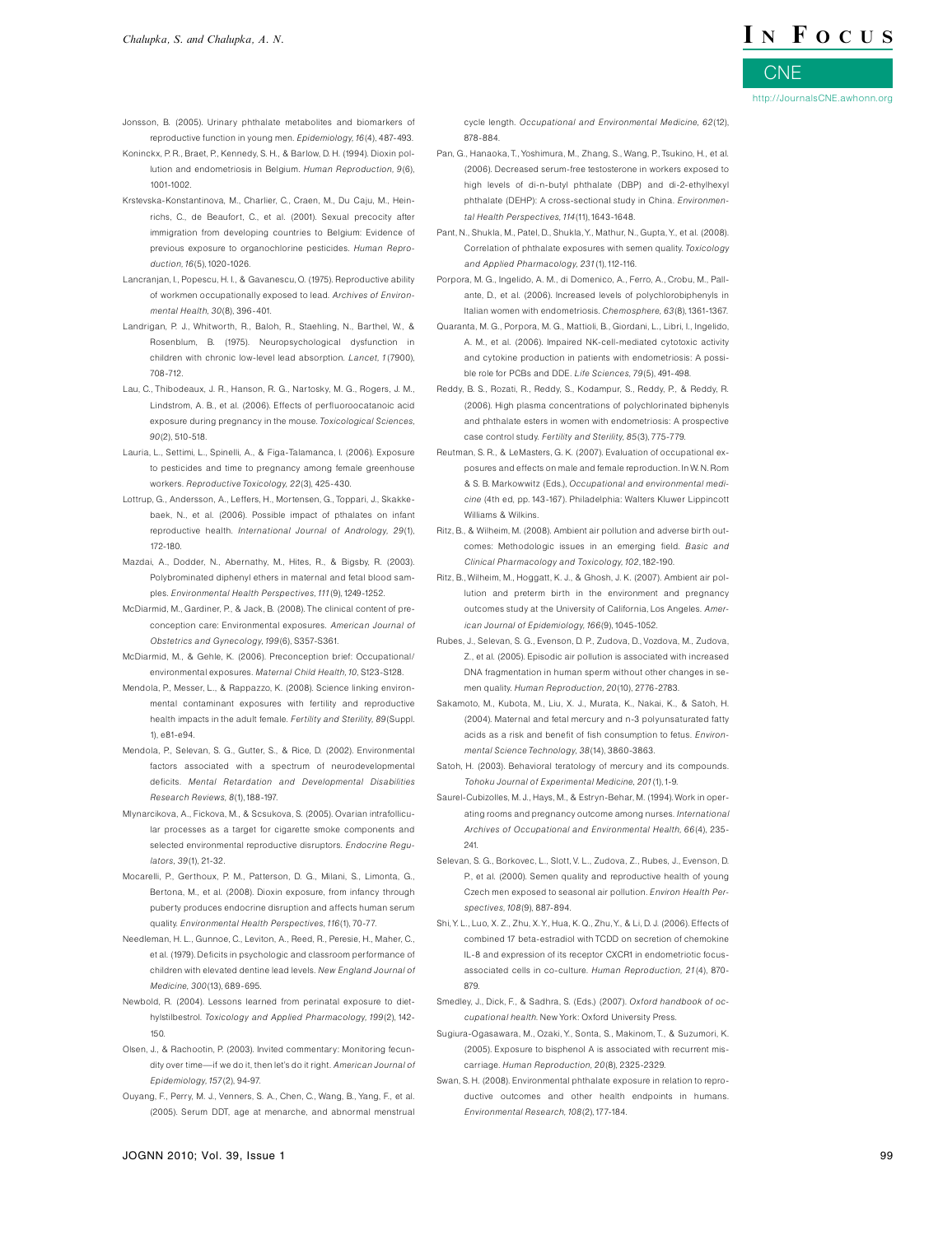Jonsson, B. (2005). Urinary phthalate metabolites and biomarkers of reproductive function in young men. *Epidemiology, 16*(4), 487-493.

Koninckx, P. R., Braet, P., Kennedy, S. H., & Barlow, D. H. (1994). Dioxin pollution and endometriosis in Belgium. *Human Reproduction, 9*(6), 1001-1002.

Krstevska-Konstantinova, M., Charlier, C., Craen, M., Du Caju, M., Heinrichs, C., de Beaufort, C., et al. (2001). Sexual precocity after immigration from developing countries to Belgium: Evidence of previous exposure to organochlorine pesticides. *Human Reproduction, 16*(5), 1020-1026.

Lancranjan, I., Popescu, H. I., & Gavanescu, O. (1975). Reproductive ability of workmen occupationally exposed to lead. *Archives of Environmental Health, 30*(8), 396-401.

Landrigan, P. J., Whitworth, R., Baloh, R., Staehling, N., Barthel, W., & Rosenblum, B. (1975). Neuropsychological dysfunction in children with chronic low-level lead absorption. *Lancet, 1*(7900), 708-712.

Lau, C., Thibodeaux, J. R., Hanson, R. G., Nartosky, M. G., Rogers, J. M., Lindstrom, A. B., et al. (2006). Effects of perfluorooctanoic acid exposure during pregnancy in the mouse. *Toxicological Sciences, 90*(2), 510-518.

Lauria, L., Settimi, L., Spinelli, A., & Figa-Talamanca, I. (2006). Exposure to pesticides and time to pregnancy among female greenhouse workers. *Reproductive Toxicology, 22*(3), 425-430.

Lottrup, G., Andersson, A., Leffers, H., Mortensen, G., Toppari, J., Skakkebaek, N., et al. (2006). Possible impact of pthalates on infant reproductive health. *International Journal of Andrology, 29*(1), 172-180.

Mazdai, A., Dodder, N., Abernathy, M., Hites, R., & Bigsby, R. (2003). Polybrominated diphenyl ethers in maternal and fetal blood samples. *Environmental Health Perspectives, 111*(9), 1249-1252.

McDiarmid, M., Gardiner, P., & Jack, B. (2008). The clinical content of preconception care: Environmental exposures. *American Journal of Obstetrics and Gynecology, 199*(6), S357-S361.

McDiarmid, M., & Gehle, K. (2006). Preconception brief: Occupational/environmental exposures. *Maternal Child Health, 10*, S123-S128.

Mendola, P., Messer, L., & Rappazzo, K. (2008). Science linking environmental contaminant exposures with fertility and reproductive health impacts in the adult female. *Fertility and Sterility, 89*(Suppl. 1), e81-e94.

Mendola, P., Selevan, S. G., Gutter, S., & Rice, D. (2002). Environmental factors associated with a spectrum of neurodevelopmental deficits. *Mental Retardation and Developmental Disabilities Research Reviews, 8*(1), 188-197.

Mlynarcikova, A., Fickova, M., & Scsukova, S. (2005). Ovarian intrafollicular processes as a target for cigarette smoke components and selected environmental reproductive disruptors. *Endocrine Regulators, 39*(1), 21-32.

Mocarelli, P., Gerthoux, P. M., Patterson, D. G., Milani, S., Limonta, G., Bertona, M., et al. (2008). Dioxin exposure, from infancy through puberty produces endocrine disruption and affects human serum quality. *Environmental Health Perspectives, 116*(1), 70-77.

Needleman, H. L., Gunnoe, C., Leviton, A., Reed, R., Peresie, H., Maher, C., et al. (1979). Deficits in psychologic and classroom performance of children with elevated dentine lead levels. *New England Journal of Medicine, 300*(13), 689-695.

Newbold, R. (2004). Lessons learned from perinatal exposure to diethylstilbestrol. *Toxicology and Applied Pharmacology, 199*(2), 142-150.

Olsen, J., & Rachootin, P. (2003). Invited commentary: Monitoring fecundity over time—if we do it, then let's do it right. *American Journal of Epidemiology, 157*(2), 94-97.

Ouyang, F., Perry, M. J., Venners, S. A., Chen, C., Wang, B., Yang, F., et al. (2005). Serum DDT, age at menarche, and abnormal menstrual cycle length. *Occupational and Environmental Medicine, 62*(12), 878-884.

Pan, G., Hanaoka, T., Yoshimura, M., Zhang, S., Wang, P., Tsukino, H., et al. (2006). Decreased serum-free testosterone in workers exposed to high levels of di-n-butyl phthalate (DBP) and di-2-ethylhexyl phthalate (DEHP): A cross-sectional study in China. *Environmental Health Perspectives, 114*(11), 1643-1648.

Pant, N., Shukla, M., Patel, D., Shukla, Y., Mathur, N., Gupta, Y., et al. (2008). Correlation of phthalate exposures with semen quality. *Toxicology and Applied Pharmacology, 231*(1), 112-116.

Porpora, M. G., Ingelido, A. M., di Domenico, A., Ferro, A., Crobu, M., Pallante, D., et al. (2006). Increased levels of polychlorobiphenyls in Italian women with endometriosis. *Chemosphere, 63*(8), 1361-1367.

Quaranta, M. G., Porpora, M. G., Mattioli, B., Giordani, L., Libri, I., Ingelido, A. M., et al. (2006). Impaired NK-cell-mediated cytotoxic activity and cytokine production in patients with endometriosis: A possible role for PCBs and DDE. *Life Sciences, 79*(5), 491-498.

Reddy, B. S., Rozati, R., Reddy, S., Kodampur, S., Reddy, P., & Reddy, R. (2006). High plasma concentrations of polychlorinated biphenyls and phthalate esters in women with endometriosis: A prospective case control study. *Fertility and Sterility, 85*(3), 775-779.

Reutman, S. R., & LeMasters, G. K. (2007). Evaluation of occupational exposures and effects on male and female reproduction. In W. N. Rom & S. B. Markowwitz (Eds.), *Occupational and environmental medicine* (4th ed, pp. 143-167). Philadelphia: Walters Kluwer Lippincott Williams & Wilkins.

Ritz, B., & Wilheim, M. (2008). Ambient air pollution and adverse birth outcomes: Methodologic issues in an emerging field. *Basic and Clinical Pharmacology and Toxicology, 102*, 182-190.

Ritz, B., Wilheim, M., Hoggatt, K. J., & Ghosh, J. K. (2007). Ambient air pollution and preterm birth in the environment and pregnancy outcomes study at the University of California, Los Angeles. *American Journal of Epidemiology, 166*(9), 1045-1052.

Rubes, J., Selevan, S. G., Evenson, D. P., Zudova, D., Vozdova, M., Zudova, Z., et al. (2005). Episodic air pollution is associated with increased DNA fragmentation in human sperm without other changes in semen quality. *Human Reproduction, 20*(10), 2776-2783.

Sakamoto, M., Kubota, M., Liu, X. J., Murata, K., Nakai, K., & Satoh, H. (2004). Maternal and fetal mercury and n-3 polyunsaturated fatty acids as a risk and benefit of fish consumption to fetus. *Environmental Science Technology, 38*(14), 3860-3863.

Satoh, H. (2003). Behavioral teratology of mercury and its compounds. *Tohoku Journal of Experimental Medicine, 201*(1), 1-9.

Saurel-Cubizolles, M. J., Hays, M., & Estryn-Behar, M. (1994). Work in operating rooms and pregnancy outcome among nurses. *International Archives of Occupational and Environmental Health, 66*(4), 235-241.

Selevan, S. G., Borkovec, L., Slott, V. L., Zudova, Z., Rubes, J., Evenson, D. P., et al. (2000). Semen quality and reproductive health of young Czech men exposed to seasonal air pollution. *Environ Health Perspectives, 108*(9), 887-894.

Shi, Y. L., Luo, X. Z., Zhu, X. Y., Hua, K. Q., Zhu, Y., & Li, D. J. (2006). Effects of combined 17 beta-estradiol with TCDD on secretion of chemokine IL-8 and expression of its receptor CXCR1 in endometriotic focus-associated cells in co-culture. *Human Reproduction, 21*(4), 870-879.

Smedley, J., Dick, F., & Sadhra, S. (Eds.) (2007). *Oxford handbook of occupational health*. New York: Oxford University Press.

Sugiura-Ogasawara, M., Ozaki, Y., Sonta, S., Makinom, T., & Suzumori, K. (2005). Exposure to bisphenol A is associated with recurrent miscarriage. *Human Reproduction, 20*(8), 2325-2329.

Swan, S. H. (2008). Environmental phthalate exposure in relation to reproductive outcomes and other health endpoints in humans. *Environmental Research, 108*(2), 177-184.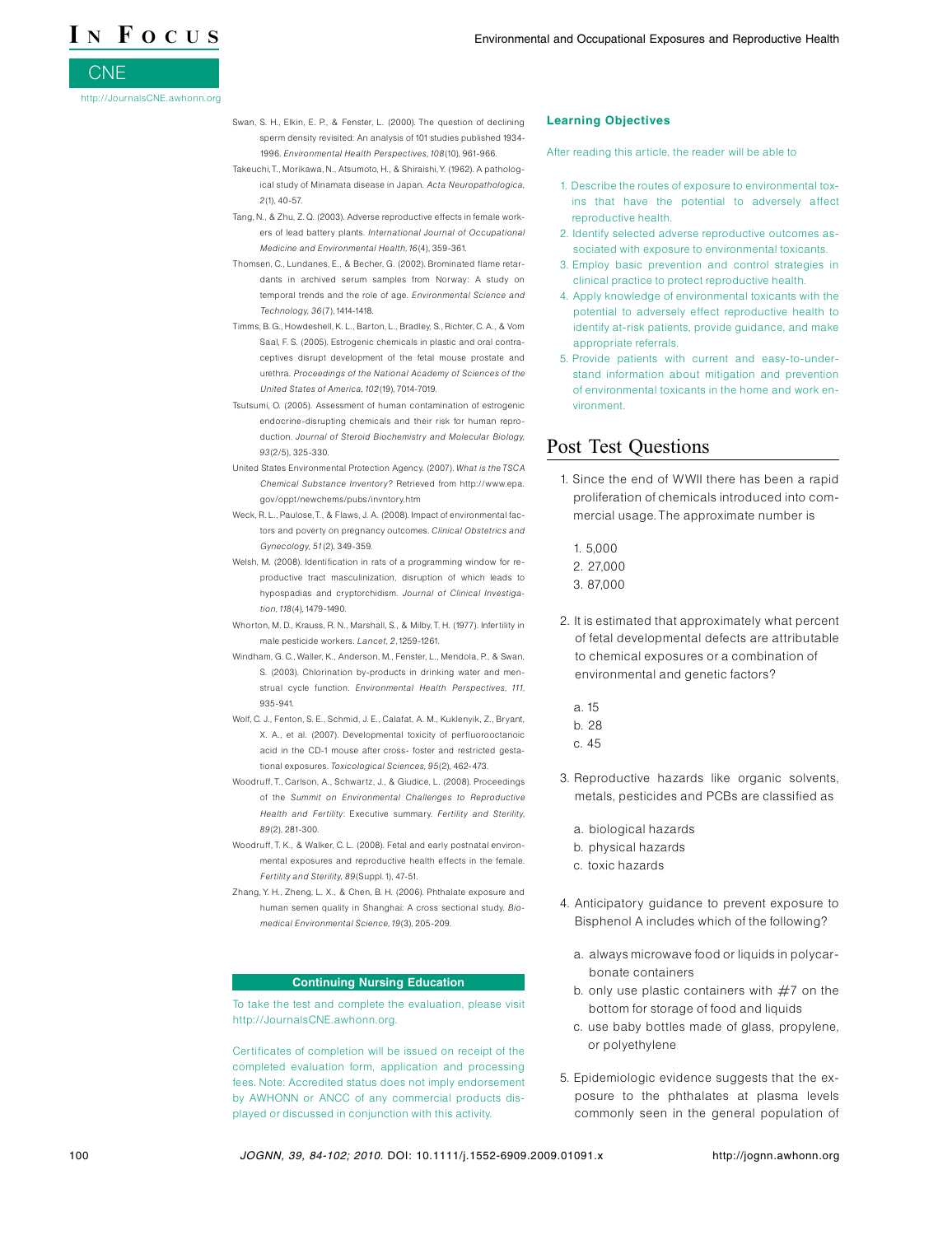Swan, S. H., Elkin, E. P., & Fenster, L. (2000). The question of declining sperm density revisited: An analysis of 101 studies published 1934-1996. *Environmental Health Perspectives, 108*(10), 961-966.

Takeuchi, T., Morikawa, N., Atsumoto, H., & Shiraishi, Y. (1962). A pathological study of Minamata disease in Japan. *Acta Neuropathologica, 2*(1), 40-57.

Tang, N., & Zhu, Z. Q. (2003). Adverse reproductive effects in female workers of lead battery plants. *International Journal of Occupational Medicine and Environmental Health, 16*(4), 359-361.

Thomsen, C., Lundanes, E., & Becher, G. (2002). Brominated flame retardants in archived serum samples from Norway: A study on temporal trends and the role of age. *Environmental Science and Technology, 36*(7), 1414-1418.

Timms, B. G., Howdeshell, K. L., Barton, L., Bradley, S., Richter, C. A., & Vom Saal, F. S. (2005). Estrogenic chemicals in plastic and oral contraceptives disrupt development of the fetal mouse prostate and urethra. *Proceedings of the National Academy of Sciences of the United States of America, 102*(19), 7014-7019.

Tsutsumi, O. (2005). Assessment of human contamination of estrogenic endocrine-disrupting chemicals and their risk for human reproduction. *Journal of Steroid Biochemistry and Molecular Biology, 93*(2/5), 325-330.

United States Environmental Protection Agency. (2007). *What is the TSCA Chemical Substance Inventory?* Retrieved from http://www.epa.gov/oppt/newchems/pubs/invntory.htm

Weck, R. L., Paulose, T., & Flaws, J. A. (2008). Impact of environmental factors and poverty on pregnancy outcomes. *Clinical Obstetrics and Gynecology, 51*(2), 349-359.

Welsh, M. (2008). Identification in rats of a programming window for reproductive tract masculinization, disruption of which leads to hypospadias and cryptorchidism. *Journal of Clinical Investigation, 118*(4), 1479-1490.

Whorton, M. D., Krauss, R. N., Marshall, S., & Milby, T. H. (1977). Infertility in male pesticide workers. *Lancet, 2*, 1259-1261.

Windham, G. C., Waller, K., Anderson, M., Fenster, L., Mendola, P., & Swan, S. (2003). Chlorination by-products in drinking water and menstrual cycle function. *Environmental Health Perspectives, 111*, 935-941.

Wolf, C. J., Fenton, S. E., Schmid, J. E., Calafat, A. M., Kuklenyik, Z., Bryant, X. A., et al. (2007). Developmental toxicity of perfluorooctanoic acid in the CD-1 mouse after cross- foster and restricted gestational exposures. *Toxicological Sciences, 95*(2), 462-473.

Woodruff, T., Carlson, A., Schwartz, J., & Giudice, L. (2008). Proceedings of the *Summit on Environmental Challenges to Reproductive Health and Fertility*: Executive summary. *Fertility and Sterility, 89*(2), 281-300.

Woodruff, T. K., & Walker, C. L. (2008). Fetal and early postnatal environmental exposures and reproductive health effects in the female. *Fertility and Sterility, 89*(Suppl. 1), 47-51.

Zhang, Y. H., Zheng, L. X., & Chen, B. H. (2006). Phthalate exposure and human semen quality in Shanghai: A cross sectional study. *Biomedical Environmental Science, 19*(3), 205-209.

**Continuing Nursing Education**

To take the test and complete the evaluation, please visit http://JournalsCNE.awhonn.org.

Certificates of completion will be issued on receipt of the completed evaluation form, application and processing fees. Note: Accredited status does not imply endorsement by AWHONN or ANCC of any commercial products displayed or discussed in conjunction with this activity.

**Learning Objectives**

After reading this article, the reader will be able to

1. Describe the routes of exposure to environmental toxins that have the potential to adversely affect reproductive health.
2. Identify selected adverse reproductive outcomes associated with exposure to environmental toxicants.
3. Employ basic prevention and control strategies in clinical practice to protect reproductive health.
4. Apply knowledge of environmental toxicants with the potential to adversely effect reproductive health to identify at-risk patients, provide guidance, and make appropriate referrals.
5. Provide patients with current and easy-to-understand information about mitigation and prevention of environmental toxicants in the home and work environment.

## Post Test Questions

1. Since the end of WWII there has been a rapid proliferation of chemicals introduced into commercial usage. The approximate number is

   1. 5,000
   2. 27,000
   3. 87,000

2. It is estimated that approximately what percent of fetal developmental defects are attributable to chemical exposures or a combination of environmental and genetic factors?

   a. 15
   b. 28
   c. 45

3. Reproductive hazards like organic solvents, metals, pesticides and PCBs are classified as

   a. biological hazards
   b. physical hazards
   c. toxic hazards

4. Anticipatory guidance to prevent exposure to Bisphenol A includes which of the following?

   a. always microwave food or liquids in polycarbonate containers
   b. only use plastic containers with #7 on the bottom for storage of food and liquids
   c. use baby bottles made of glass, propylene, or polyethylene

5. Epidemiologic evidence suggests that the exposure to the phthalates at plasma levels commonly seen in the general population of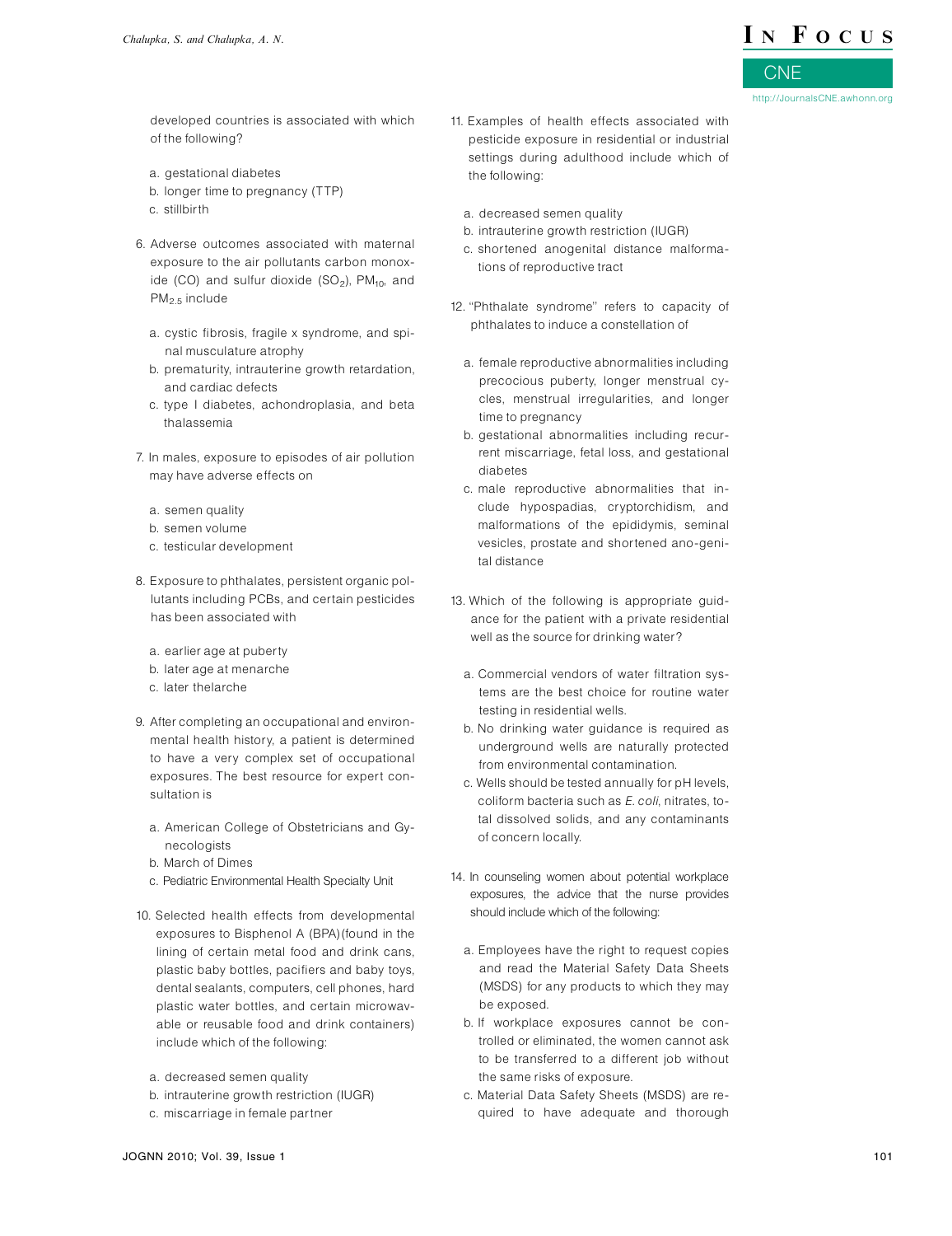developed countries is associated with which of the following?

a. gestational diabetes
b. longer time to pregnancy (TTP)
c. stillbirth

6. Adverse outcomes associated with maternal exposure to the air pollutants carbon monoxide (CO) and sulfur dioxide ($SO_2$), $PM_{10}$, and $PM_{2.5}$ include

a. cystic fibrosis, fragile x syndrome, and spinal musculature atrophy
b. prematurity, intrauterine growth retardation, and cardiac defects
c. type I diabetes, achondroplasia, and beta thalassemia

7. In males, exposure to episodes of air pollution may have adverse effects on

a. semen quality
b. semen volume
c. testicular development

8. Exposure to phthalates, persistent organic pollutants including PCBs, and certain pesticides has been associated with

a. earlier age at puberty
b. later age at menarche
c. later thelarche

9. After completing an occupational and environmental health history, a patient is determined to have a very complex set of occupational exposures. The best resource for expert consultation is

a. American College of Obstetricians and Gynecologists
b. March of Dimes
c. Pediatric Environmental Health Specialty Unit

10. Selected health effects from developmental exposures to Bisphenol A (BPA)(found in the lining of certain metal food and drink cans, plastic baby bottles, pacifiers and baby toys, dental sealants, computers, cell phones, hard plastic water bottles, and certain microwavable or reusable food and drink containers) include which of the following:

a. decreased semen quality
b. intrauterine growth restriction (IUGR)
c. miscarriage in female partner

11. Examples of health effects associated with pesticide exposure in residential or industrial settings during adulthood include which of the following:

a. decreased semen quality
b. intrauterine growth restriction (IUGR)
c. shortened anogenital distance malformations of reproductive tract

12. "Phthalate syndrome" refers to capacity of phthalates to induce a constellation of

a. female reproductive abnormalities including precocious puberty, longer menstrual cycles, menstrual irregularities, and longer time to pregnancy
b. gestational abnormalities including recurrent miscarriage, fetal loss, and gestational diabetes
c. male reproductive abnormalities that include hypospadias, cryptorchidism, and malformations of the epididymis, seminal vesicles, prostate and shortened ano-genital distance

13. Which of the following is appropriate guidance for the patient with a private residential well as the source for drinking water?

a. Commercial vendors of water filtration systems are the best choice for routine water testing in residential wells.
b. No drinking water guidance is required as underground wells are naturally protected from environmental contamination.
c. Wells should be tested annually for pH levels, coliform bacteria such as *E. coli*, nitrates, total dissolved solids, and any contaminants of concern locally.

14. In counseling women about potential workplace exposures, the advice that the nurse provides should include which of the following:

a. Employees have the right to request copies and read the Material Safety Data Sheets (MSDS) for any products to which they may be exposed.
b. If workplace exposures cannot be controlled or eliminated, the women cannot ask to be transferred to a different job without the same risks of exposure.
c. Material Data Safety Sheets (MSDS) are required to have adequate and thorough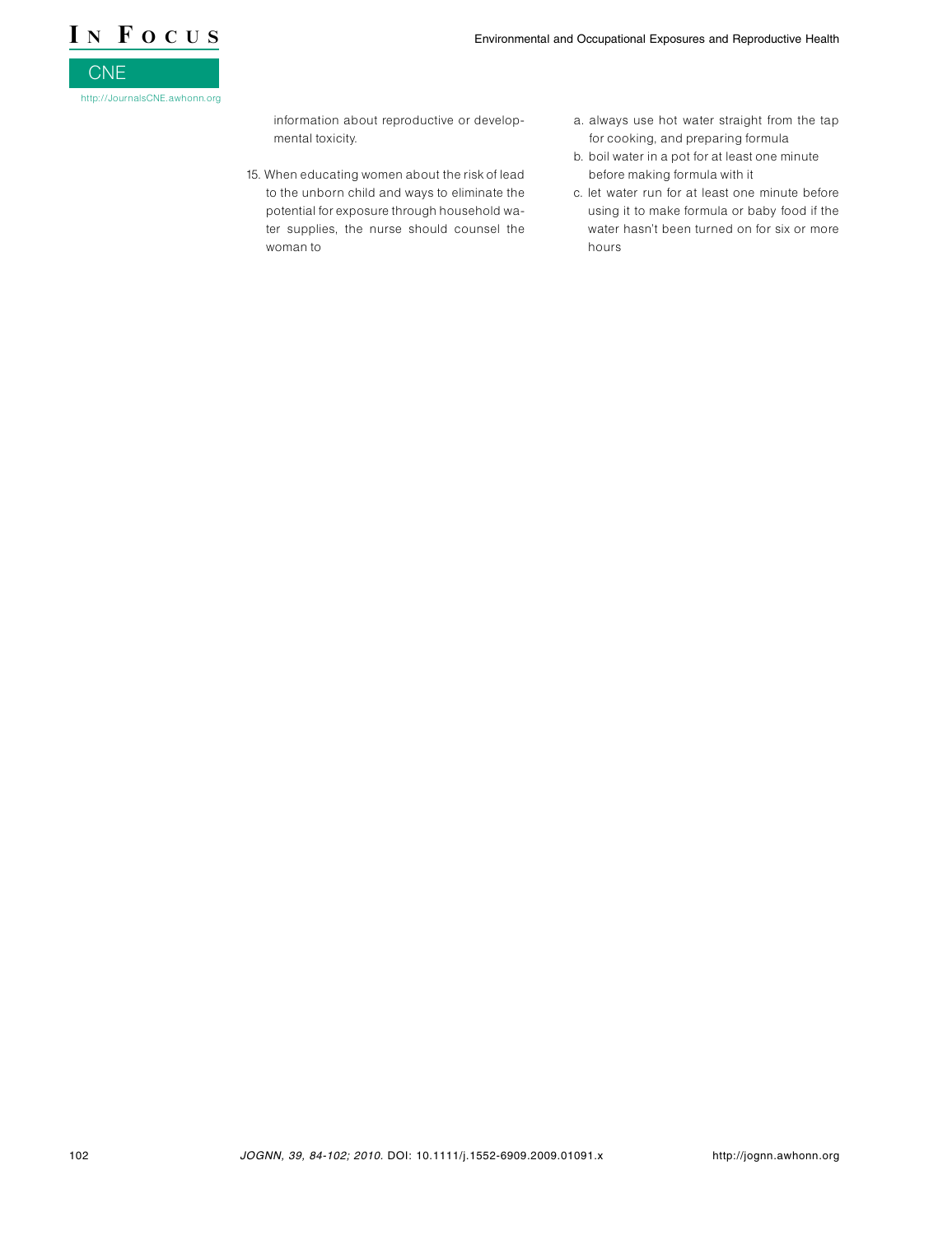information about reproductive or developmental toxicity.

15. When educating women about the risk of lead to the unborn child and ways to eliminate the potential for exposure through household water supplies, the nurse should counsel the woman to

    a. always use hot water straight from the tap for cooking, and preparing formula
    b. boil water in a pot for at least one minute before making formula with it
    c. let water run for at least one minute before using it to make formula or baby food if the water hasn't been turned on for six or more hours